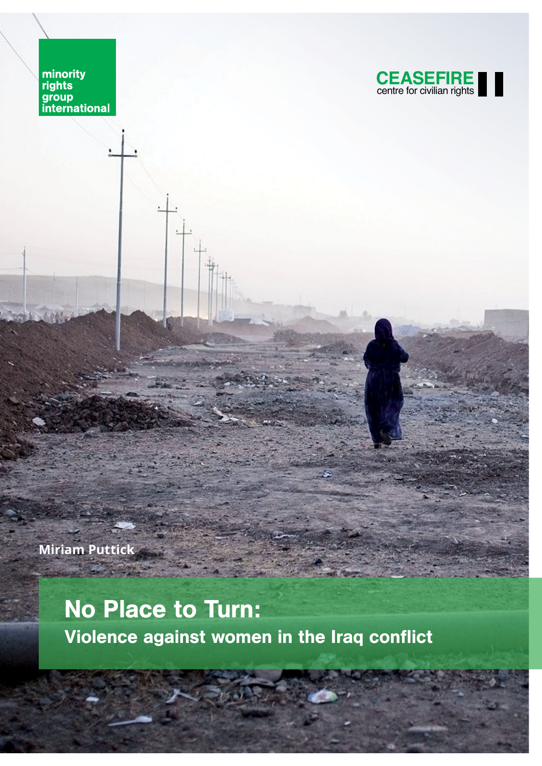minority rights group international

CEASEFIRE centre for civilian rights

Miriam Puttick

# No Place to Turn:

## Violence against women in the Iraq conflict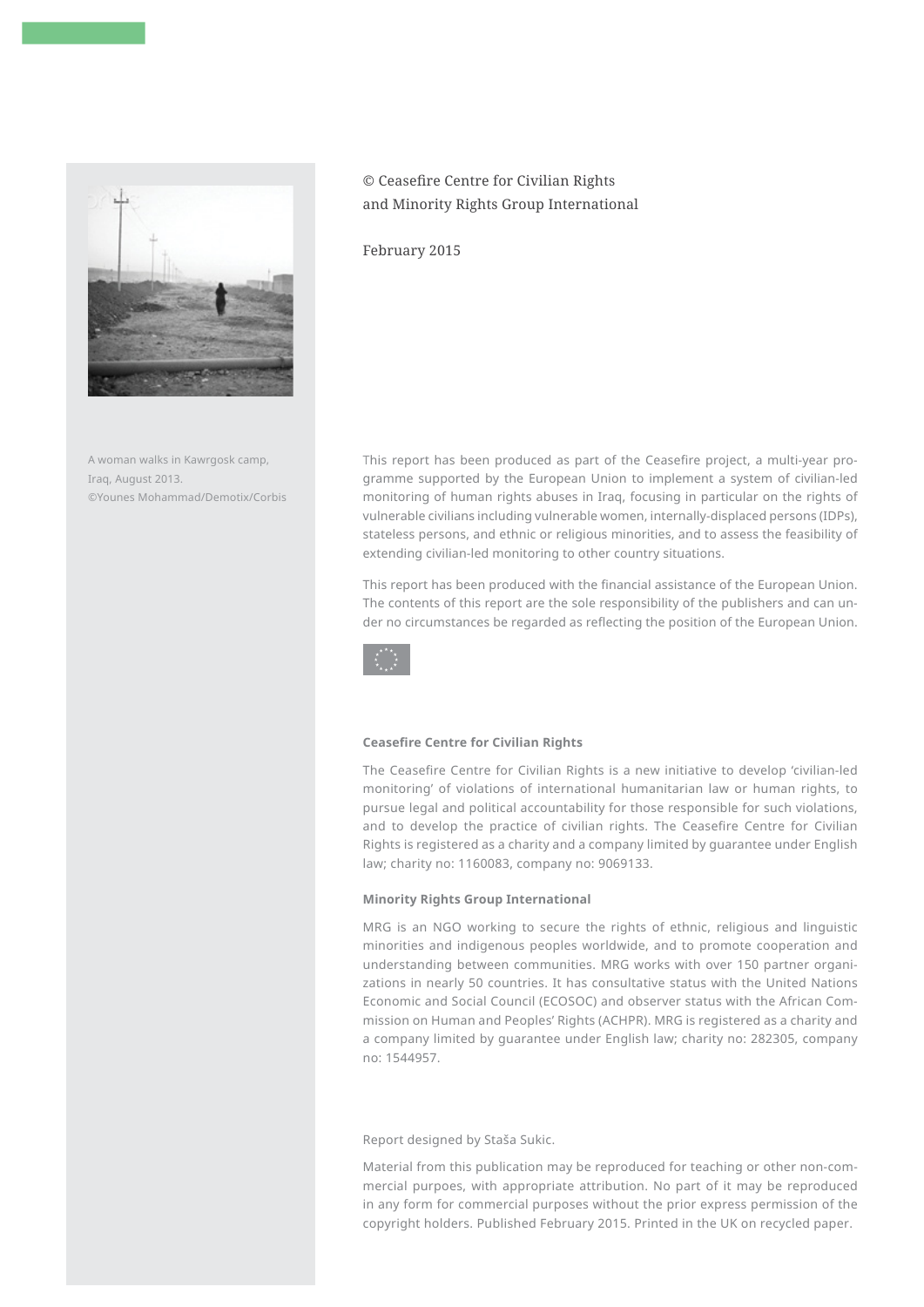© Ceasefire Centre for Civilian Rights
and Minority Rights Group International

February 2015

A woman walks in Kawrgosk camp, Iraq, August 2013. ©Younes Mohammad/Demotix/Corbis

This report has been produced as part of the Ceasefire project, a multi-year programme supported by the European Union to implement a system of civilian-led monitoring of human rights abuses in Iraq, focusing in particular on the rights of vulnerable civilians including vulnerable women, internally-displaced persons (IDPs), stateless persons, and ethnic or religious minorities, and to assess the feasibility of extending civilian-led monitoring to other country situations.

This report has been produced with the financial assistance of the European Union. The contents of this report are the sole responsibility of the publishers and can under no circumstances be regarded as reflecting the position of the European Union.

**Ceasefire Centre for Civilian Rights**

The Ceasefire Centre for Civilian Rights is a new initiative to develop 'civilian-led monitoring' of violations of international humanitarian law or human rights, to pursue legal and political accountability for those responsible for such violations, and to develop the practice of civilian rights. The Ceasefire Centre for Civilian Rights is registered as a charity and a company limited by guarantee under English law; charity no: 1160083, company no: 9069133.

**Minority Rights Group International**

MRG is an NGO working to secure the rights of ethnic, religious and linguistic minorities and indigenous peoples worldwide, and to promote cooperation and understanding between communities. MRG works with over 150 partner organizations in nearly 50 countries. It has consultative status with the United Nations Economic and Social Council (ECOSOC) and observer status with the African Commission on Human and Peoples' Rights (ACHPR). MRG is registered as a charity and a company limited by guarantee under English law; charity no: 282305, company no: 1544957.

Report designed by Staša Sukic.

Material from this publication may be reproduced for teaching or other non-commercial purpoes, with appropriate attribution. No part of it may be reproduced in any form for commercial purposes without the prior express permission of the copyright holders. Published February 2015. Printed in the UK on recycled paper.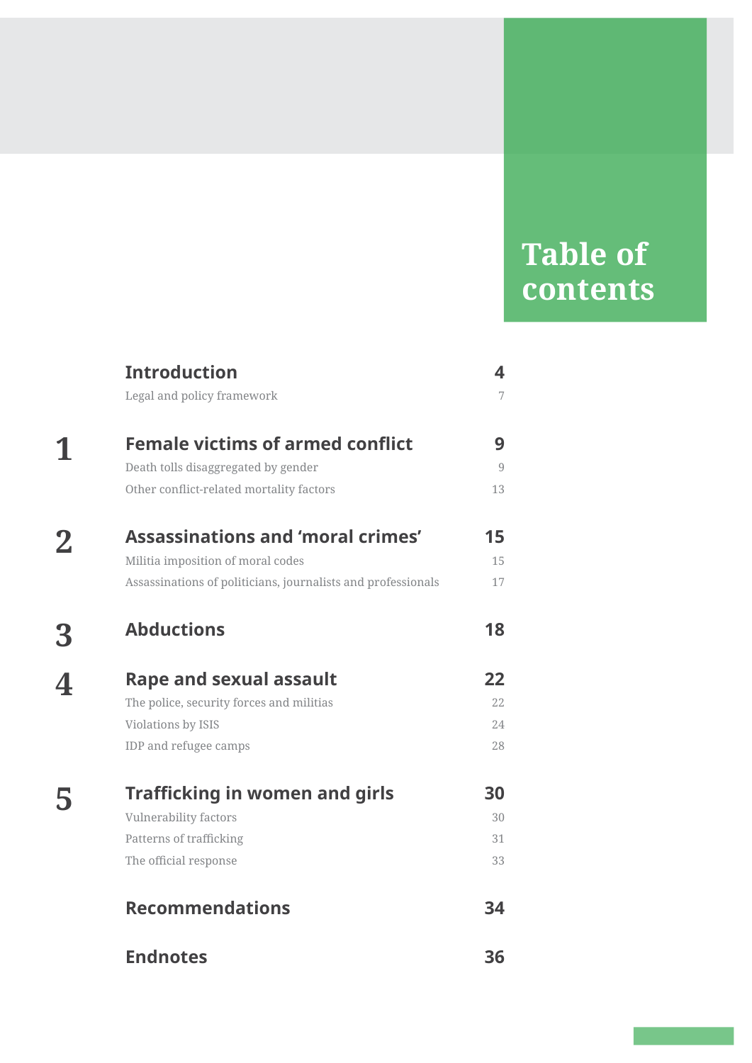# Table of contents

**Introduction** 4

Legal and policy framework 7

**1 Female victims of armed conflict** 9

Death tolls disaggregated by gender 9

Other conflict-related mortality factors 13

**2 Assassinations and 'moral crimes'** 15

Militia imposition of moral codes 15

Assassinations of politicians, journalists and professionals 17

**3 Abductions** 18

**4 Rape and sexual assault** 22

The police, security forces and militias 22

Violations by ISIS 24

IDP and refugee camps 28

**5 Trafficking in women and girls** 30

Vulnerability factors 30

Patterns of trafficking 31

The official response 33

**Recommendations** 34

**Endnotes** 36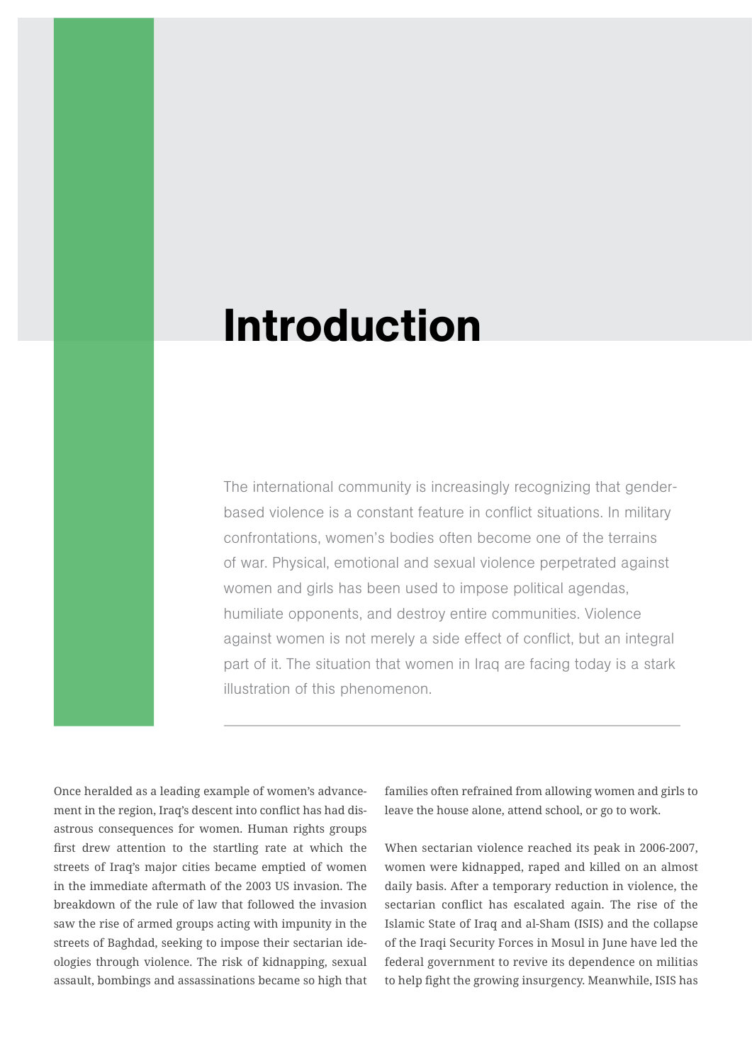# Introduction

The international community is increasingly recognizing that gender-based violence is a constant feature in conflict situations. In military confrontations, women's bodies often become one of the terrains of war. Physical, emotional and sexual violence perpetrated against women and girls has been used to impose political agendas, humiliate opponents, and destroy entire communities. Violence against women is not merely a side effect of conflict, but an integral part of it. The situation that women in Iraq are facing today is a stark illustration of this phenomenon.

---

Once heralded as a leading example of women's advancement in the region, Iraq's descent into conflict has had disastrous consequences for women. Human rights groups first drew attention to the startling rate at which the streets of Iraq's major cities became emptied of women in the immediate aftermath of the 2003 US invasion. The breakdown of the rule of law that followed the invasion saw the rise of armed groups acting with impunity in the streets of Baghdad, seeking to impose their sectarian ideologies through violence. The risk of kidnapping, sexual assault, bombings and assassinations became so high that families often refrained from allowing women and girls to leave the house alone, attend school, or go to work.

When sectarian violence reached its peak in 2006-2007, women were kidnapped, raped and killed on an almost daily basis. After a temporary reduction in violence, the sectarian conflict has escalated again. The rise of the Islamic State of Iraq and al-Sham (ISIS) and the collapse of the Iraqi Security Forces in Mosul in June have led the federal government to revive its dependence on militias to help fight the growing insurgency. Meanwhile, ISIS has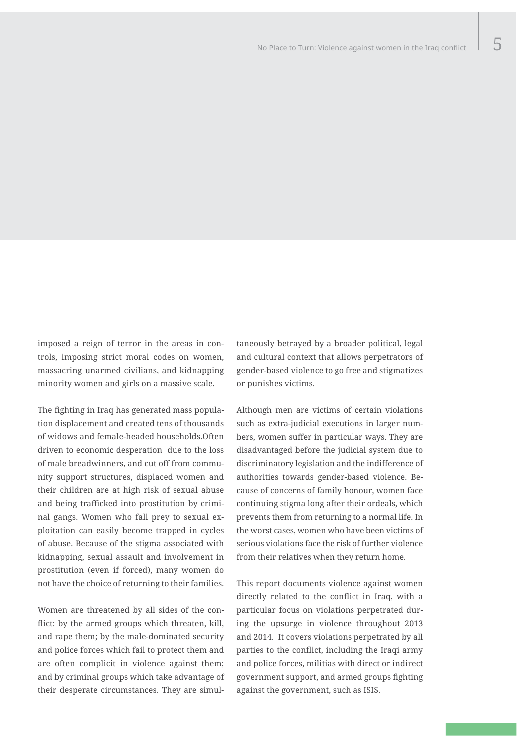imposed a reign of terror in the areas in controls, imposing strict moral codes on women, massacring unarmed civilians, and kidnapping minority women and girls on a massive scale.

The fighting in Iraq has generated mass population displacement and created tens of thousands of widows and female-headed households.Often driven to economic desperation due to the loss of male breadwinners, and cut off from community support structures, displaced women and their children are at high risk of sexual abuse and being trafficked into prostitution by criminal gangs. Women who fall prey to sexual exploitation can easily become trapped in cycles of abuse. Because of the stigma associated with kidnapping, sexual assault and involvement in prostitution (even if forced), many women do not have the choice of returning to their families.

Women are threatened by all sides of the conflict: by the armed groups which threaten, kill, and rape them; by the male-dominated security and police forces which fail to protect them and are often complicit in violence against them; and by criminal groups which take advantage of their desperate circumstances. They are simultaneously betrayed by a broader political, legal and cultural context that allows perpetrators of gender-based violence to go free and stigmatizes or punishes victims.

Although men are victims of certain violations such as extra-judicial executions in larger numbers, women suffer in particular ways. They are disadvantaged before the judicial system due to discriminatory legislation and the indifference of authorities towards gender-based violence. Because of concerns of family honour, women face continuing stigma long after their ordeals, which prevents them from returning to a normal life. In the worst cases, women who have been victims of serious violations face the risk of further violence from their relatives when they return home.

This report documents violence against women directly related to the conflict in Iraq, with a particular focus on violations perpetrated during the upsurge in violence throughout 2013 and 2014. It covers violations perpetrated by all parties to the conflict, including the Iraqi army and police forces, militias with direct or indirect government support, and armed groups fighting against the government, such as ISIS.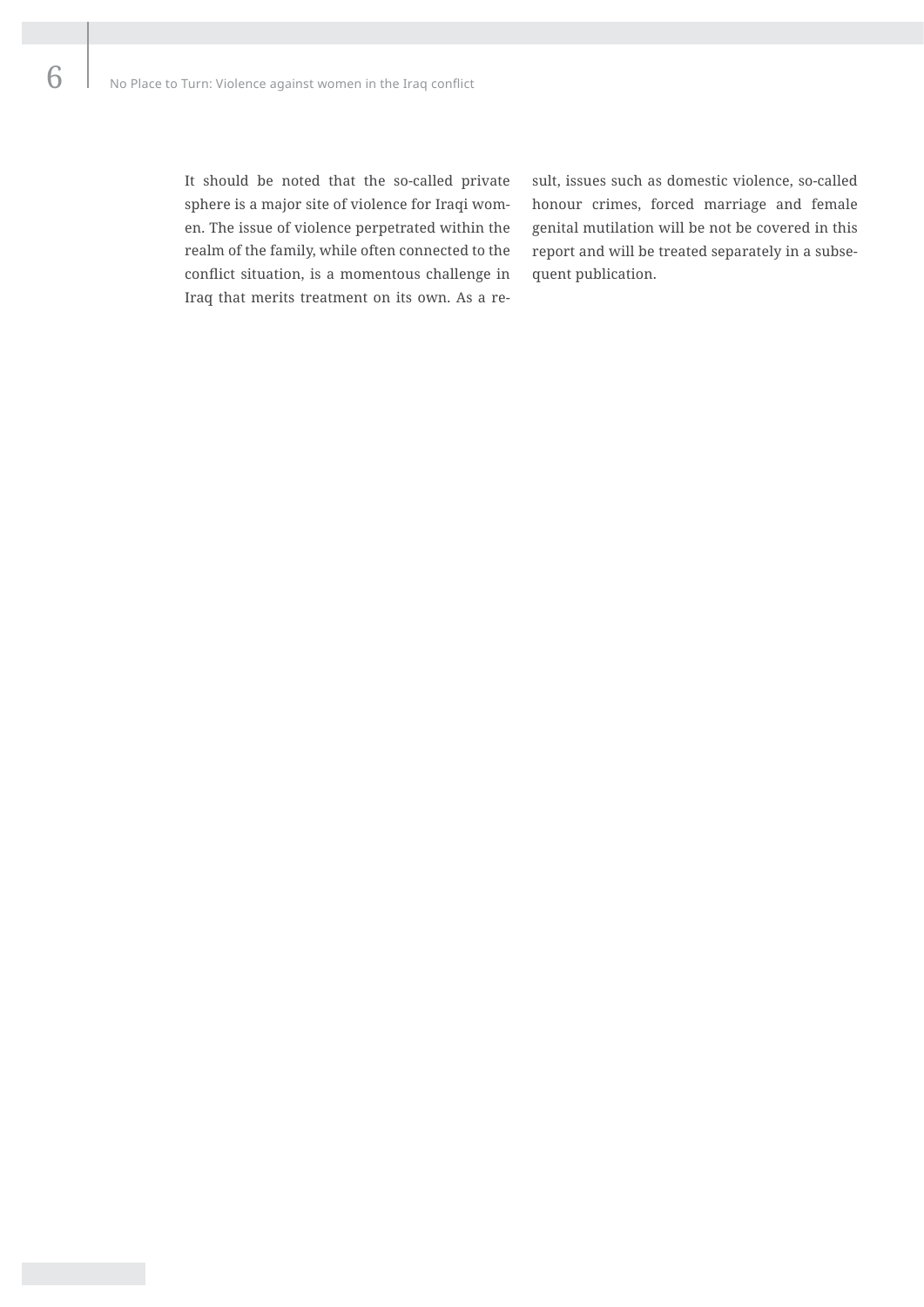It should be noted that the so-called private sphere is a major site of violence for Iraqi women. The issue of violence perpetrated within the realm of the family, while often connected to the conflict situation, is a momentous challenge in Iraq that merits treatment on its own. As a result, issues such as domestic violence, so-called honour crimes, forced marriage and female genital mutilation will be not be covered in this report and will be treated separately in a subsequent publication.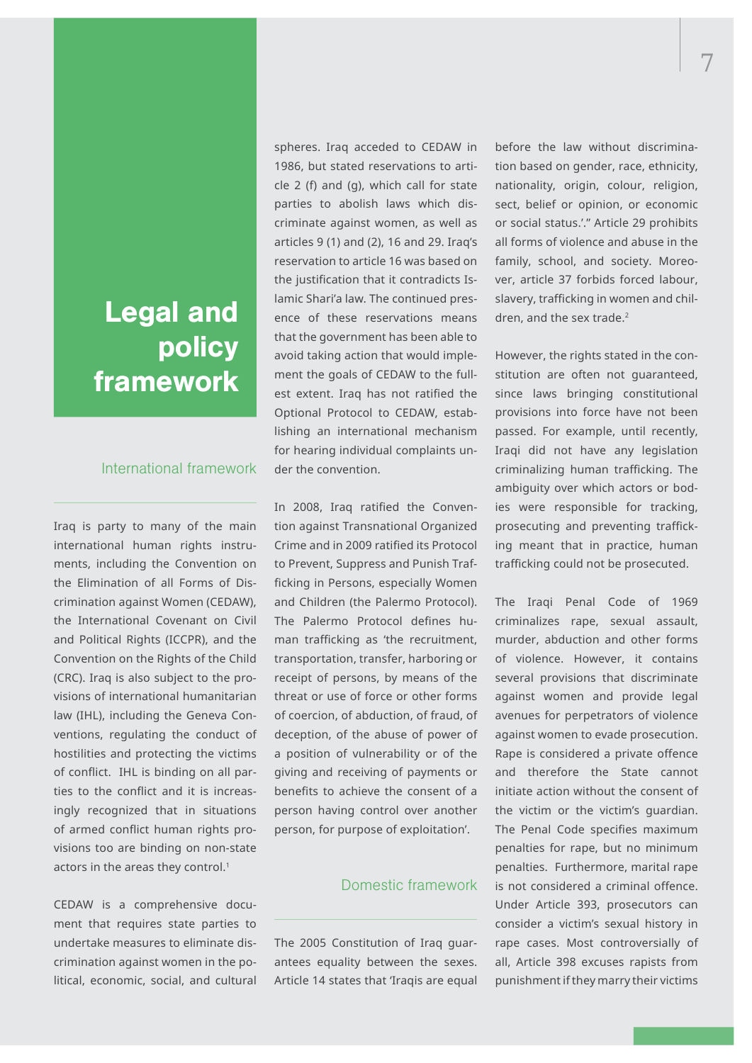# Legal and policy framework

## International framework

Iraq is party to many of the main international human rights instruments, including the Convention on the Elimination of all Forms of Discrimination against Women (CEDAW), the International Covenant on Civil and Political Rights (ICCPR), and the Convention on the Rights of the Child (CRC). Iraq is also subject to the provisions of international humanitarian law (IHL), including the Geneva Conventions, regulating the conduct of hostilities and protecting the victims of conflict. IHL is binding on all parties to the conflict and it is increasingly recognized that in situations of armed conflict human rights provisions too are binding on non-state actors in the areas they control.[1]

CEDAW is a comprehensive document that requires state parties to undertake measures to eliminate discrimination against women in the political, economic, social, and cultural spheres. Iraq acceded to CEDAW in 1986, but stated reservations to article 2 (f) and (g), which call for state parties to abolish laws which discriminate against women, as well as articles 9 (1) and (2), 16 and 29. Iraq's reservation to article 16 was based on the justification that it contradicts Islamic Shari'a law. The continued presence of these reservations means that the government has been able to avoid taking action that would implement the goals of CEDAW to the fullest extent. Iraq has not ratified the Optional Protocol to CEDAW, establishing an international mechanism for hearing individual complaints under the convention.

In 2008, Iraq ratified the Convention against Transnational Organized Crime and in 2009 ratified its Protocol to Prevent, Suppress and Punish Trafficking in Persons, especially Women and Children (the Palermo Protocol). The Palermo Protocol defines human trafficking as 'the recruitment, transportation, transfer, harboring or receipt of persons, by means of the threat or use of force or other forms of coercion, of abduction, of fraud, of deception, of the abuse of power of a position of vulnerability or of the giving and receiving of payments or benefits to achieve the consent of a person having control over another person, for purpose of exploitation'.

## Domestic framework

The 2005 Constitution of Iraq guarantees equality between the sexes. Article 14 states that 'Iraqis are equal before the law without discrimination based on gender, race, ethnicity, nationality, origin, colour, religion, sect, belief or opinion, or economic or social status.'.'' Article 29 prohibits all forms of violence and abuse in the family, school, and society. Moreover, article 37 forbids forced labour, slavery, trafficking in women and children, and the sex trade.[2]

However, the rights stated in the constitution are often not guaranteed, since laws bringing constitutional provisions into force have not been passed. For example, until recently, Iraqi did not have any legislation criminalizing human trafficking. The ambiguity over which actors or bodies were responsible for tracking, prosecuting and preventing trafficking meant that in practice, human trafficking could not be prosecuted.

The Iraqi Penal Code of 1969 criminalizes rape, sexual assault, murder, abduction and other forms of violence. However, it contains several provisions that discriminate against women and provide legal avenues for perpetrators of violence against women to evade prosecution. Rape is considered a private offence and therefore the State cannot initiate action without the consent of the victim or the victim's guardian. The Penal Code specifies maximum penalties for rape, but no minimum penalties. Furthermore, marital rape is not considered a criminal offence. Under Article 393, prosecutors can consider a victim's sexual history in rape cases. Most controversially of all, Article 398 excuses rapists from punishment if they marry their victims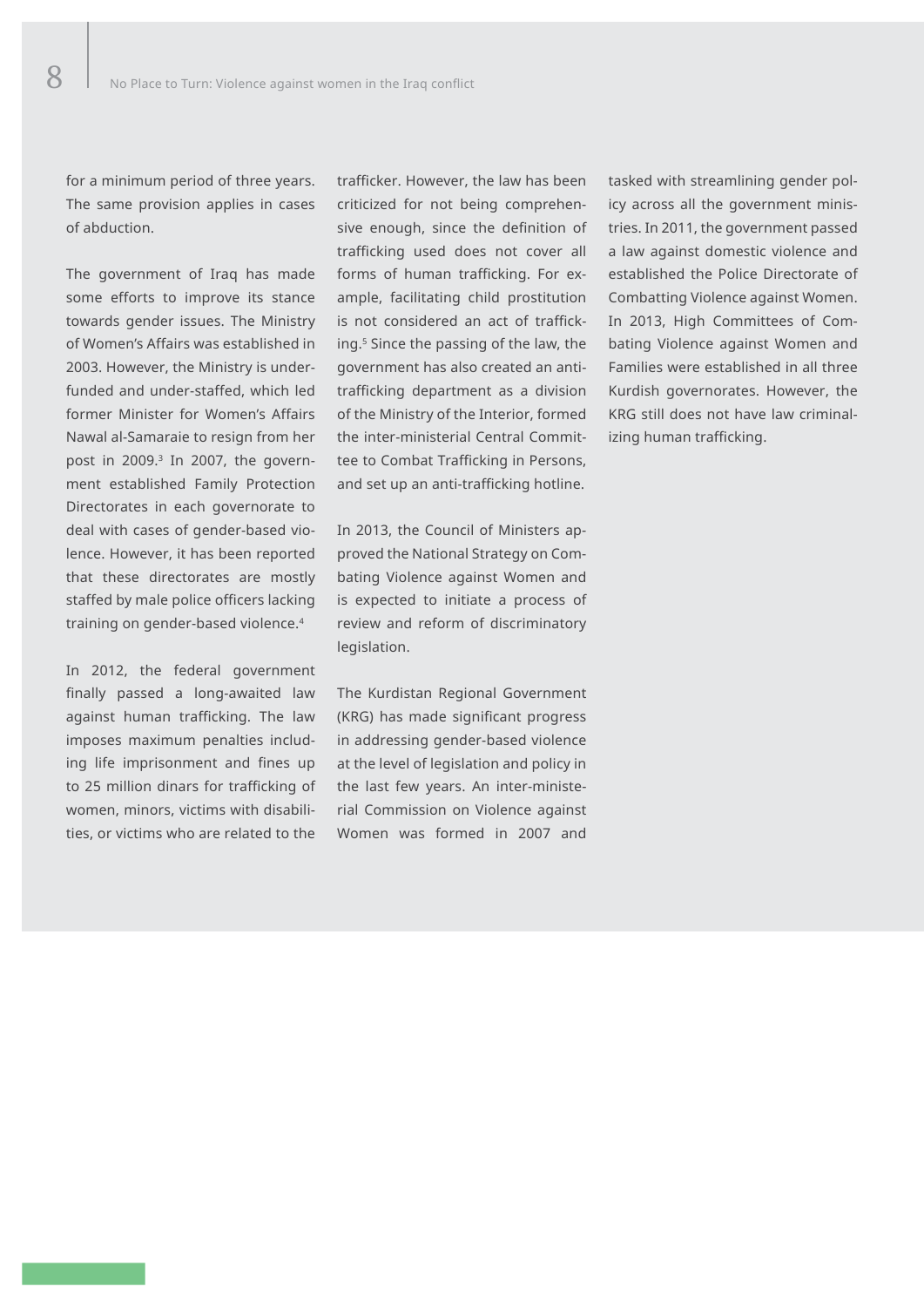for a minimum period of three years. The same provision applies in cases of abduction.

The government of Iraq has made some efforts to improve its stance towards gender issues. The Ministry of Women's Affairs was established in 2003. However, the Ministry is underfunded and under-staffed, which led former Minister for Women's Affairs Nawal al-Samaraie to resign from her post in 2009.[3] In 2007, the government established Family Protection Directorates in each governorate to deal with cases of gender-based violence. However, it has been reported that these directorates are mostly staffed by male police officers lacking training on gender-based violence.[4]

In 2012, the federal government finally passed a long-awaited law against human trafficking. The law imposes maximum penalties including life imprisonment and fines up to 25 million dinars for trafficking of women, minors, victims with disabilities, or victims who are related to the trafficker. However, the law has been criticized for not being comprehensive enough, since the definition of trafficking used does not cover all forms of human trafficking. For example, facilitating child prostitution is not considered an act of trafficking.[5] Since the passing of the law, the government has also created an anti-trafficking department as a division of the Ministry of the Interior, formed the inter-ministerial Central Committee to Combat Trafficking in Persons, and set up an anti-trafficking hotline.

In 2013, the Council of Ministers approved the National Strategy on Combating Violence against Women and is expected to initiate a process of review and reform of discriminatory legislation.

The Kurdistan Regional Government (KRG) has made significant progress in addressing gender-based violence at the level of legislation and policy in the last few years. An inter-ministerial Commission on Violence against Women was formed in 2007 and tasked with streamlining gender policy across all the government ministries. In 2011, the government passed a law against domestic violence and established the Police Directorate of Combatting Violence against Women. In 2013, High Committees of Combating Violence against Women and Families were established in all three Kurdish governorates. However, the KRG still does not have law criminalizing human trafficking.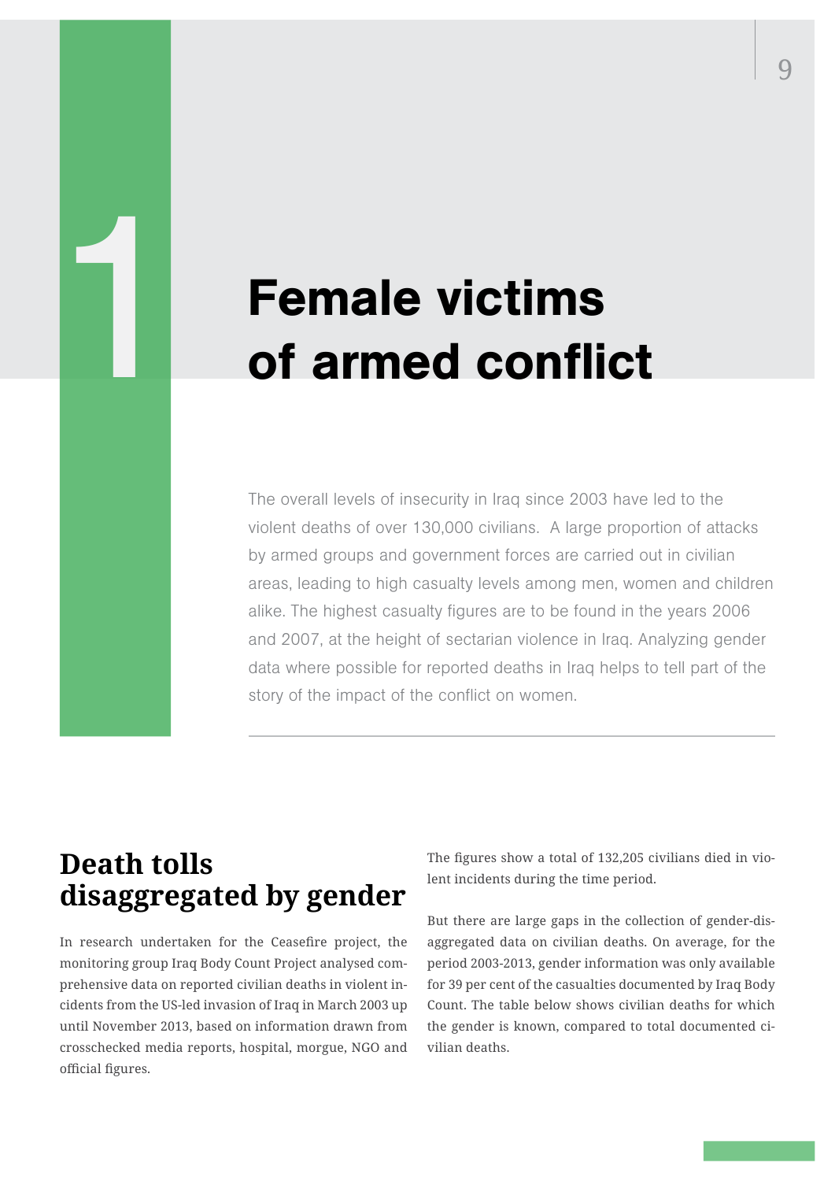# 1 Female victims of armed conflict

The overall levels of insecurity in Iraq since 2003 have led to the violent deaths of over 130,000 civilians. A large proportion of attacks by armed groups and government forces are carried out in civilian areas, leading to high casualty levels among men, women and children alike. The highest casualty figures are to be found in the years 2006 and 2007, at the height of sectarian violence in Iraq. Analyzing gender data where possible for reported deaths in Iraq helps to tell part of the story of the impact of the conflict on women.

## Death tolls disaggregated by gender

In research undertaken for the Ceasefire project, the monitoring group Iraq Body Count Project analysed comprehensive data on reported civilian deaths in violent incidents from the US-led invasion of Iraq in March 2003 up until November 2013, based on information drawn from crosschecked media reports, hospital, morgue, NGO and official figures.

The figures show a total of 132,205 civilians died in violent incidents during the time period.

But there are large gaps in the collection of gender-disaggregated data on civilian deaths. On average, for the period 2003-2013, gender information was only available for 39 per cent of the casualties documented by Iraq Body Count. The table below shows civilian deaths for which the gender is known, compared to total documented civilian deaths.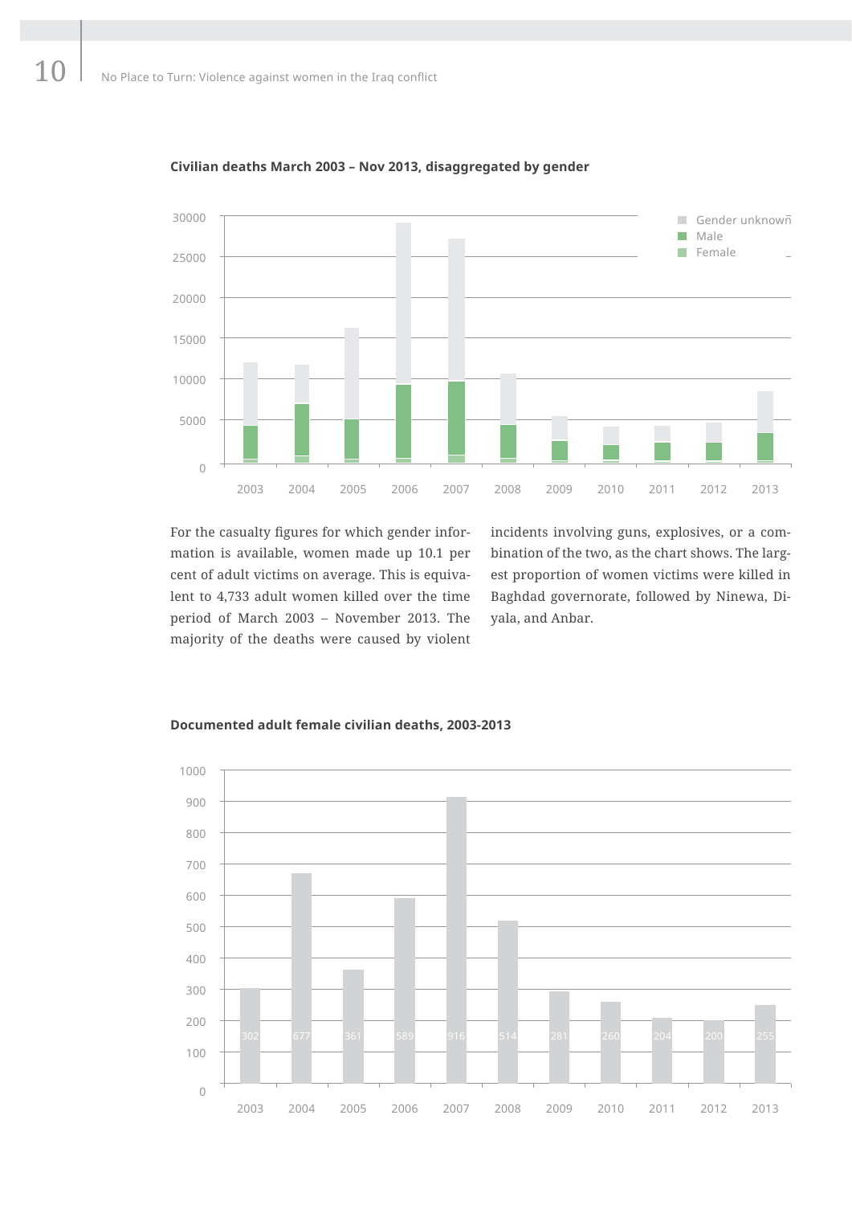**Civilian deaths March 2003 – Nov 2013, disaggregated by gender**

For the casualty figures for which gender information is available, women made up 10.1 per cent of adult victims on average. This is equivalent to 4,733 adult women killed over the time period of March 2003 – November 2013. The majority of the deaths were caused by violent incidents involving guns, explosives, or a combination of the two, as the chart shows. The largest proportion of women victims were killed in Baghdad governorate, followed by Ninewa, Diyala, and Anbar.

**Documented adult female civilian deaths, 2003-2013**

| Year | Deaths |
|---|---|
| 2003 | 302 |
| 2004 | 677 |
| 2005 | 361 |
| 2006 | 589 |
| 2007 | 916 |
| 2008 | 514 |
| 2009 | 281 |
| 2010 | 260 |
| 2011 | 204 |
| 2012 | 200 |
| 2013 | 255 |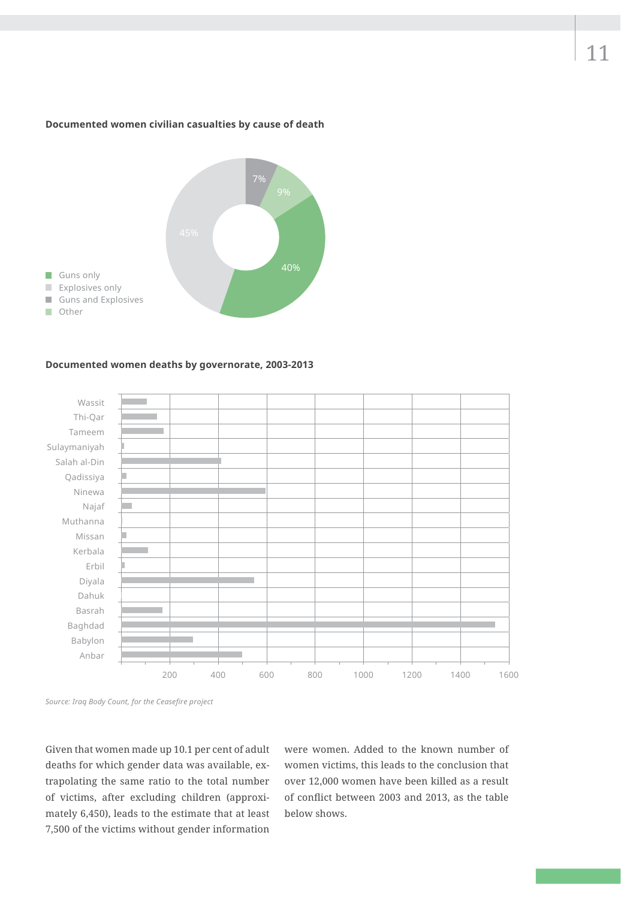**Documented women civilian casualties by cause of death**

- Guns only
- Explosives only
- Guns and Explosives
- Other

7% 9% 45% 40%

**Documented women deaths by governorate, 2003-2013**

Wassit, Thi-Qar, Tameem, Sulaymaniyah, Salah al-Din, Qadissiya, Ninewa, Najaf, Muthanna, Missan, Kerbala, Erbil, Diyala, Dahuk, Basrah, Baghdad, Babylon, Anbar

200 400 600 800 1000 1200 1400 1600

*Source: Iraq Body Count, for the Ceasefire project*

Given that women made up 10.1 per cent of adult deaths for which gender data was available, extrapolating the same ratio to the total number of victims, after excluding children (approximately 6,450), leads to the estimate that at least 7,500 of the victims without gender information were women. Added to the known number of women victims, this leads to the conclusion that over 12,000 women have been killed as a result of conflict between 2003 and 2013, as the table below shows.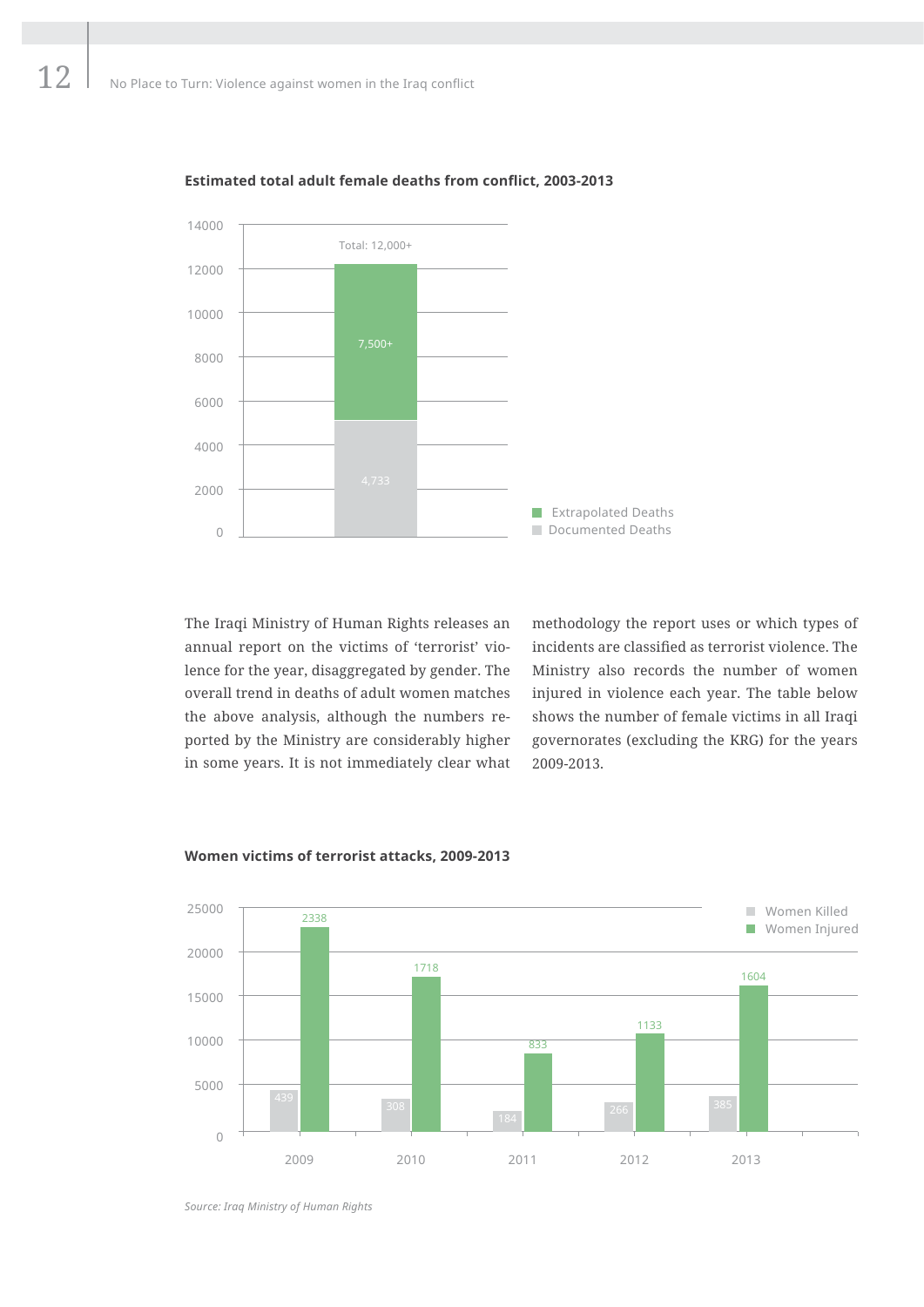**Estimated total adult female deaths from conflict, 2003-2013**

| | Documented Deaths | Extrapolated Deaths | Total |
|---|---|---|---|
| 2003-2013 | 4,733 | 7,500+ | 12,000+ |

The Iraqi Ministry of Human Rights releases an annual report on the victims of 'terrorist' violence for the year, disaggregated by gender. The overall trend in deaths of adult women matches the above analysis, although the numbers reported by the Ministry are considerably higher in some years. It is not immediately clear what methodology the report uses or which types of incidents are classified as terrorist violence. The Ministry also records the number of women injured in violence each year. The table below shows the number of female victims in all Iraqi governorates (excluding the KRG) for the years 2009-2013.

**Women victims of terrorist attacks, 2009-2013**

| Year | Women Killed | Women Injured |
|---|---|---|
| 2009 | 439 | 2338 |
| 2010 | 308 | 1718 |
| 2011 | 184 | 833 |
| 2012 | 266 | 1133 |
| 2013 | 385 | 1604 |

*Source: Iraq Ministry of Human Rights*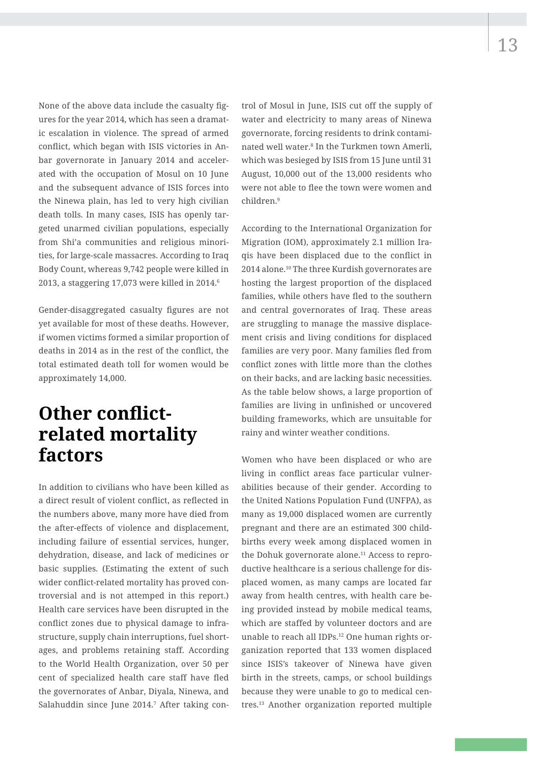None of the above data include the casualty figures for the year 2014, which has seen a dramatic escalation in violence. The spread of armed conflict, which began with ISIS victories in Anbar governorate in January 2014 and accelerated with the occupation of Mosul on 10 June and the subsequent advance of ISIS forces into the Ninewa plain, has led to very high civilian death tolls. In many cases, ISIS has openly targeted unarmed civilian populations, especially from Shi'a communities and religious minorities, for large-scale massacres. According to Iraq Body Count, whereas 9,742 people were killed in 2013, a staggering 17,073 were killed in 2014.[6]

Gender-disaggregated casualty figures are not yet available for most of these deaths. However, if women victims formed a similar proportion of deaths in 2014 as in the rest of the conflict, the total estimated death toll for women would be approximately 14,000.

## Other conflict-related mortality factors

In addition to civilians who have been killed as a direct result of violent conflict, as reflected in the numbers above, many more have died from the after-effects of violence and displacement, including failure of essential services, hunger, dehydration, disease, and lack of medicines or basic supplies. (Estimating the extent of such wider conflict-related mortality has proved controversial and is not attemped in this report.) Health care services have been disrupted in the conflict zones due to physical damage to infrastructure, supply chain interruptions, fuel shortages, and problems retaining staff. According to the World Health Organization, over 50 per cent of specialized health care staff have fled the governorates of Anbar, Diyala, Ninewa, and Salahuddin since June 2014.[7] After taking control of Mosul in June, ISIS cut off the supply of water and electricity to many areas of Ninewa governorate, forcing residents to drink contaminated well water.[8] In the Turkmen town Amerli, which was besieged by ISIS from 15 June until 31 August, 10,000 out of the 13,000 residents who were not able to flee the town were women and children.[9]

According to the International Organization for Migration (IOM), approximately 2.1 million Iraqis have been displaced due to the conflict in 2014 alone.[10] The three Kurdish governorates are hosting the largest proportion of the displaced families, while others have fled to the southern and central governorates of Iraq. These areas are struggling to manage the massive displacement crisis and living conditions for displaced families are very poor. Many families fled from conflict zones with little more than the clothes on their backs, and are lacking basic necessities. As the table below shows, a large proportion of families are living in unfinished or uncovered building frameworks, which are unsuitable for rainy and winter weather conditions.

Women who have been displaced or who are living in conflict areas face particular vulnerabilities because of their gender. According to the United Nations Population Fund (UNFPA), as many as 19,000 displaced women are currently pregnant and there are an estimated 300 childbirths every week among displaced women in the Dohuk governorate alone.[11] Access to reproductive healthcare is a serious challenge for displaced women, as many camps are located far away from health centres, with health care being provided instead by mobile medical teams, which are staffed by volunteer doctors and are unable to reach all IDPs.[12] One human rights organization reported that 133 women displaced since ISIS's takeover of Ninewa have given birth in the streets, camps, or school buildings because they were unable to go to medical centres.[13] Another organization reported multiple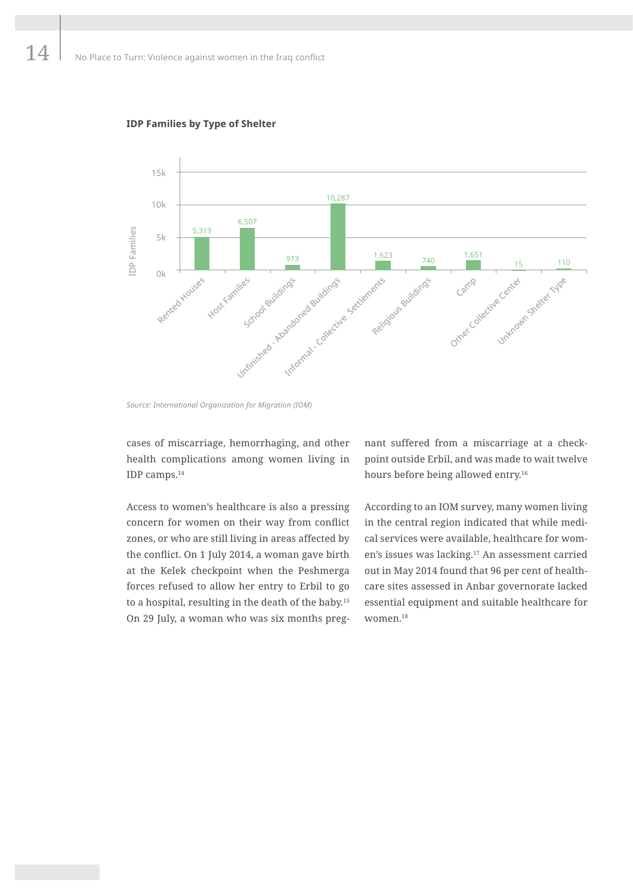**IDP Families by Type of Shelter**

| Type of Shelter | IDP Families |
|---|---|
| Rented Houses | 5,319 |
| Host Families | 6,507 |
| School Buildings | 913 |
| Unfinished - Abandoned Buildings | 10,287 |
| Informal - Collective Settlements | 1,623 |
| Religious Buildings | 740 |
| Camp | 1,651 |
| Other Collective Center | 15 |
| Unknown Shelter Type | 110 |

*Source: International Organization for Migration (IOM)*

cases of miscarriage, hemorrhaging, and other health complications among women living in IDP camps.[14]

Access to women's healthcare is also a pressing concern for women on their way from conflict zones, or who are still living in areas affected by the conflict. On 1 July 2014, a woman gave birth at the Kelek checkpoint when the Peshmerga forces refused to allow her entry to Erbil to go to a hospital, resulting in the death of the baby.[15] On 29 July, a woman who was six months pregnant suffered from a miscarriage at a checkpoint outside Erbil, and was made to wait twelve hours before being allowed entry.[16]

According to an IOM survey, many women living in the central region indicated that while medical services were available, healthcare for women's issues was lacking.[17] An assessment carried out in May 2014 found that 96 per cent of healthcare sites assessed in Anbar governorate lacked essential equipment and suitable healthcare for women.[18]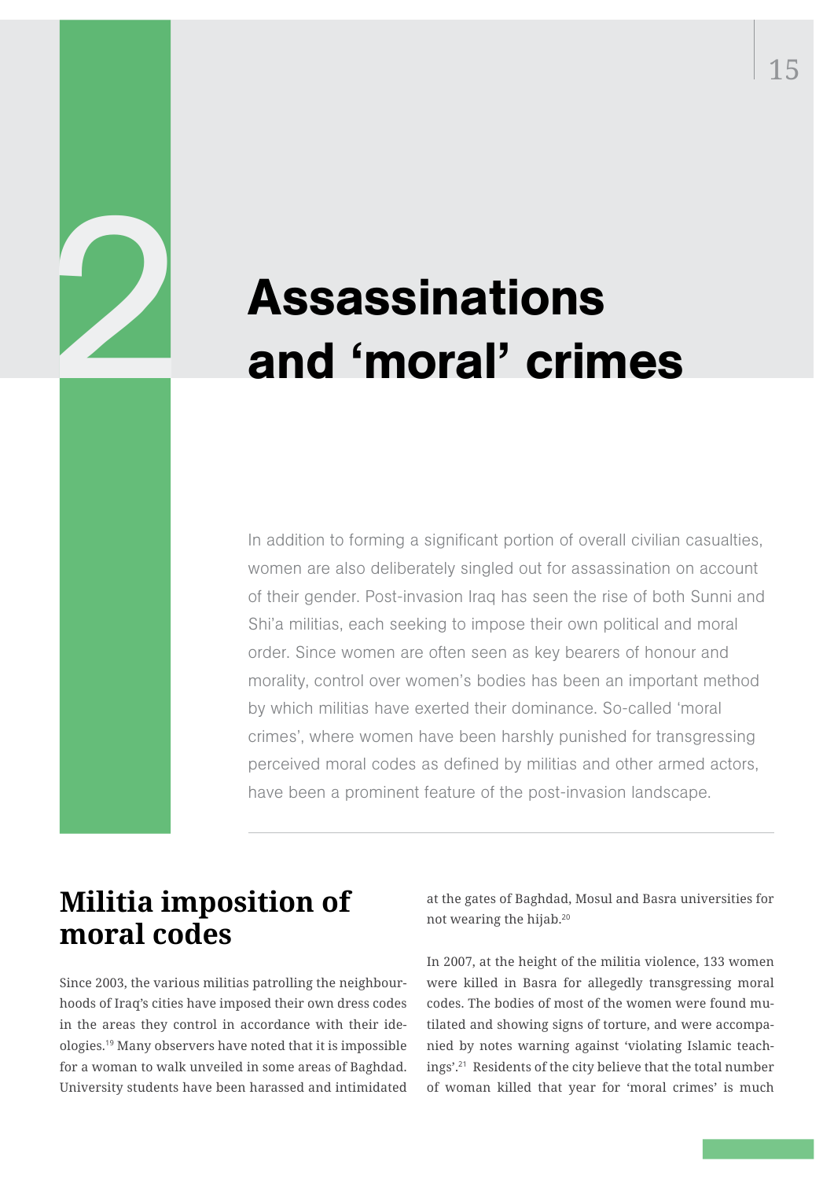# 2 Assassinations and 'moral' crimes

In addition to forming a significant portion of overall civilian casualties, women are also deliberately singled out for assassination on account of their gender. Post-invasion Iraq has seen the rise of both Sunni and Shi'a militias, each seeking to impose their own political and moral order. Since women are often seen as key bearers of honour and morality, control over women's bodies has been an important method by which militias have exerted their dominance. So-called 'moral crimes', where women have been harshly punished for transgressing perceived moral codes as defined by militias and other armed actors, have been a prominent feature of the post-invasion landscape.

## Militia imposition of moral codes

Since 2003, the various militias patrolling the neighbourhoods of Iraq's cities have imposed their own dress codes in the areas they control in accordance with their ideologies.[19] Many observers have noted that it is impossible for a woman to walk unveiled in some areas of Baghdad. University students have been harassed and intimidated at the gates of Baghdad, Mosul and Basra universities for not wearing the hijab.[20]

In 2007, at the height of the militia violence, 133 women were killed in Basra for allegedly transgressing moral codes. The bodies of most of the women were found mutilated and showing signs of torture, and were accompanied by notes warning against 'violating Islamic teachings'.[21] Residents of the city believe that the total number of woman killed that year for 'moral crimes' is much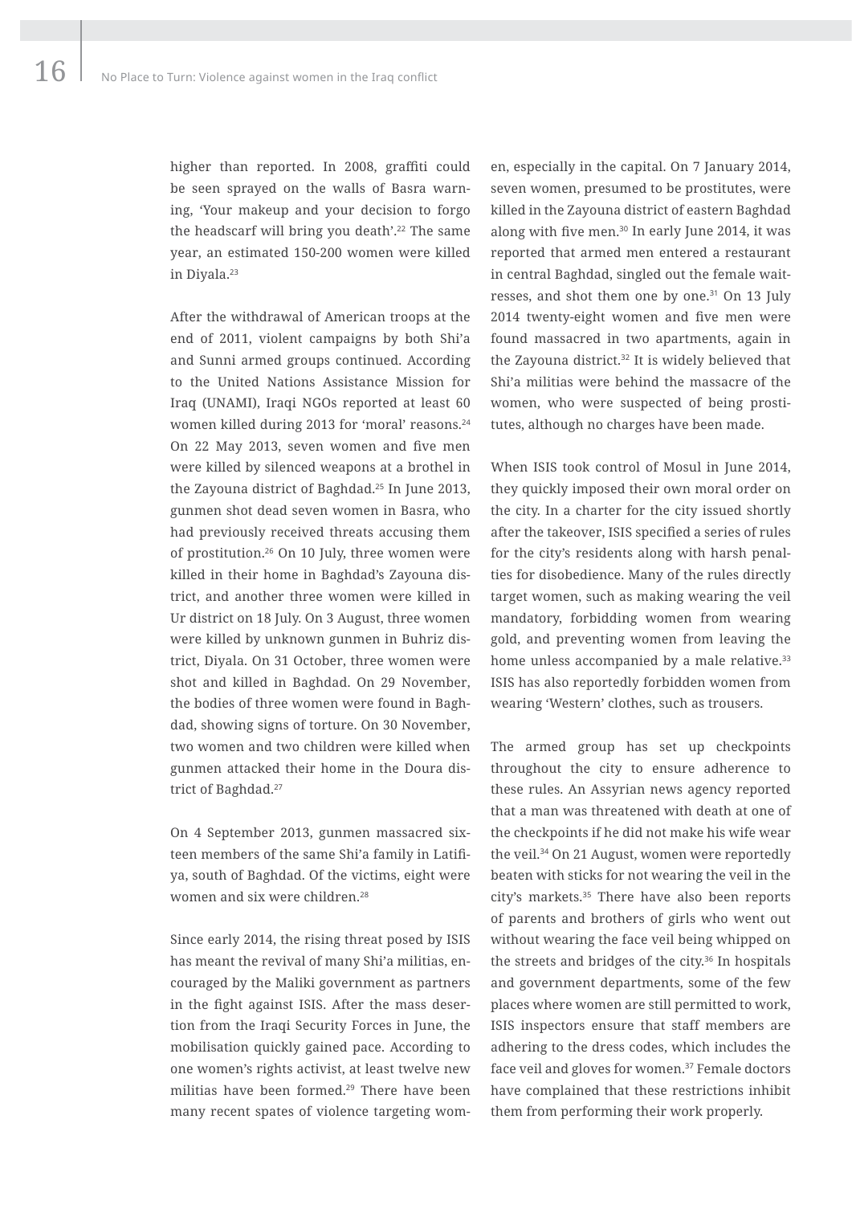higher than reported. In 2008, graffiti could be seen sprayed on the walls of Basra warning, 'Your makeup and your decision to forgo the headscarf will bring you death'.[22] The same year, an estimated 150-200 women were killed in Diyala.[23]

After the withdrawal of American troops at the end of 2011, violent campaigns by both Shi'a and Sunni armed groups continued. According to the United Nations Assistance Mission for Iraq (UNAMI), Iraqi NGOs reported at least 60 women killed during 2013 for 'moral' reasons.[24] On 22 May 2013, seven women and five men were killed by silenced weapons at a brothel in the Zayouna district of Baghdad.[25] In June 2013, gunmen shot dead seven women in Basra, who had previously received threats accusing them of prostitution.[26] On 10 July, three women were killed in their home in Baghdad's Zayouna district, and another three women were killed in Ur district on 18 July. On 3 August, three women were killed by unknown gunmen in Buhriz district, Diyala. On 31 October, three women were shot and killed in Baghdad. On 29 November, the bodies of three women were found in Baghdad, showing signs of torture. On 30 November, two women and two children were killed when gunmen attacked their home in the Doura district of Baghdad.[27]

On 4 September 2013, gunmen massacred sixteen members of the same Shi'a family in Latifiya, south of Baghdad. Of the victims, eight were women and six were children.[28]

Since early 2014, the rising threat posed by ISIS has meant the revival of many Shi'a militias, encouraged by the Maliki government as partners in the fight against ISIS. After the mass desertion from the Iraqi Security Forces in June, the mobilisation quickly gained pace. According to one women's rights activist, at least twelve new militias have been formed.[29] There have been many recent spates of violence targeting women, especially in the capital. On 7 January 2014, seven women, presumed to be prostitutes, were killed in the Zayouna district of eastern Baghdad along with five men.[30] In early June 2014, it was reported that armed men entered a restaurant in central Baghdad, singled out the female waitresses, and shot them one by one.[31] On 13 July 2014 twenty-eight women and five men were found massacred in two apartments, again in the Zayouna district.[32] It is widely believed that Shi'a militias were behind the massacre of the women, who were suspected of being prostitutes, although no charges have been made.

When ISIS took control of Mosul in June 2014, they quickly imposed their own moral order on the city. In a charter for the city issued shortly after the takeover, ISIS specified a series of rules for the city's residents along with harsh penalties for disobedience. Many of the rules directly target women, such as making wearing the veil mandatory, forbidding women from wearing gold, and preventing women from leaving the home unless accompanied by a male relative.[33] ISIS has also reportedly forbidden women from wearing 'Western' clothes, such as trousers.

The armed group has set up checkpoints throughout the city to ensure adherence to these rules. An Assyrian news agency reported that a man was threatened with death at one of the checkpoints if he did not make his wife wear the veil.[34] On 21 August, women were reportedly beaten with sticks for not wearing the veil in the city's markets.[35] There have also been reports of parents and brothers of girls who went out without wearing the face veil being whipped on the streets and bridges of the city.[36] In hospitals and government departments, some of the few places where women are still permitted to work, ISIS inspectors ensure that staff members are adhering to the dress codes, which includes the face veil and gloves for women.[37] Female doctors have complained that these restrictions inhibit them from performing their work properly.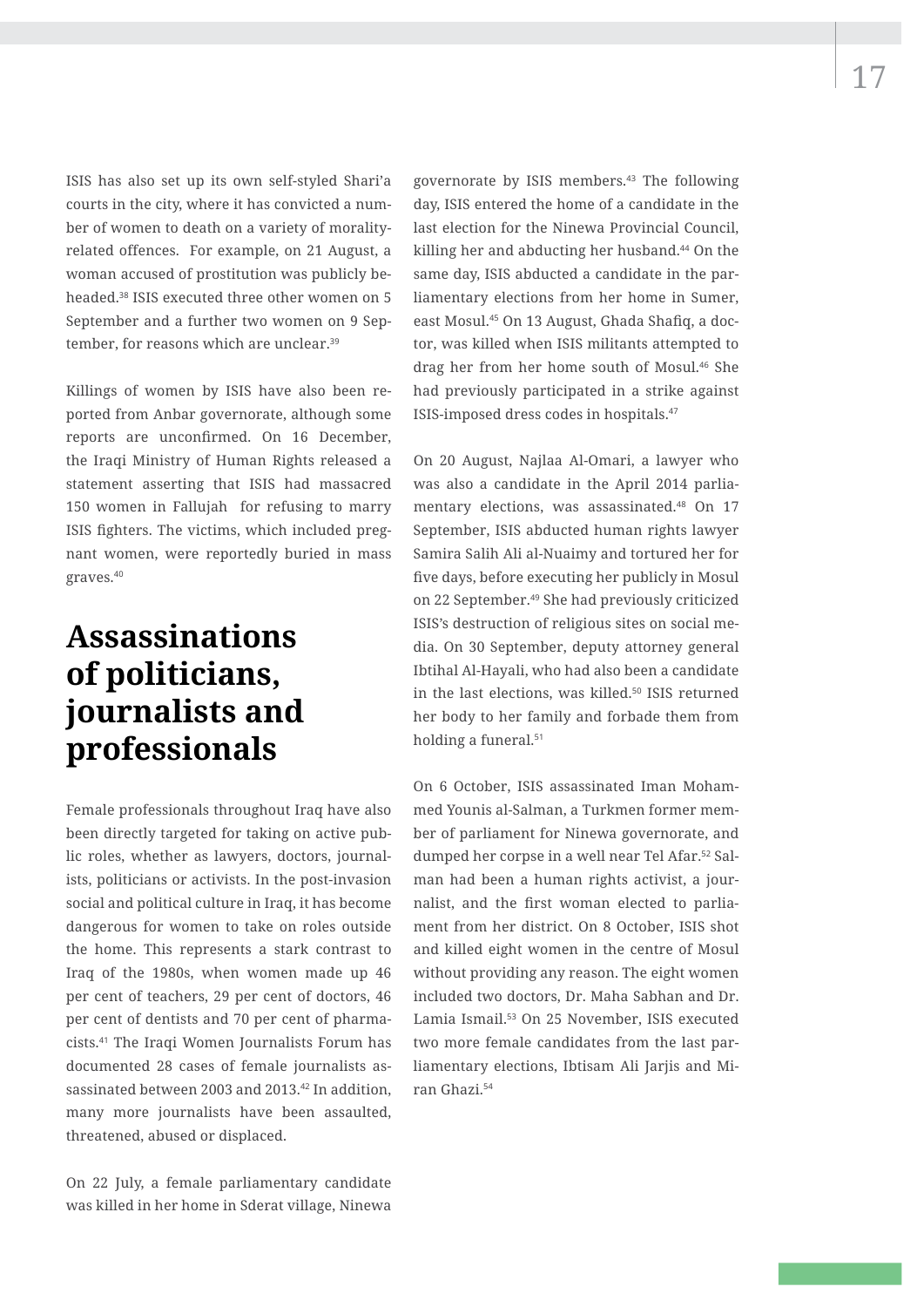ISIS has also set up its own self-styled Shari'a courts in the city, where it has convicted a number of women to death on a variety of morality-related offences. For example, on 21 August, a woman accused of prostitution was publicly beheaded.[38] ISIS executed three other women on 5 September and a further two women on 9 September, for reasons which are unclear.[39]

Killings of women by ISIS have also been reported from Anbar governorate, although some reports are unconfirmed. On 16 December, the Iraqi Ministry of Human Rights released a statement asserting that ISIS had massacred 150 women in Fallujah for refusing to marry ISIS fighters. The victims, which included pregnant women, were reportedly buried in mass graves.[40]

## Assassinations of politicians, journalists and professionals

Female professionals throughout Iraq have also been directly targeted for taking on active public roles, whether as lawyers, doctors, journalists, politicians or activists. In the post-invasion social and political culture in Iraq, it has become dangerous for women to take on roles outside the home. This represents a stark contrast to Iraq of the 1980s, when women made up 46 per cent of teachers, 29 per cent of doctors, 46 per cent of dentists and 70 per cent of pharmacists.[41] The Iraqi Women Journalists Forum has documented 28 cases of female journalists assassinated between 2003 and 2013.[42] In addition, many more journalists have been assaulted, threatened, abused or displaced.

On 22 July, a female parliamentary candidate was killed in her home in Sderat village, Ninewa governorate by ISIS members.[43] The following day, ISIS entered the home of a candidate in the last election for the Ninewa Provincial Council, killing her and abducting her husband.[44] On the same day, ISIS abducted a candidate in the parliamentary elections from her home in Sumer, east Mosul.[45] On 13 August, Ghada Shafiq, a doctor, was killed when ISIS militants attempted to drag her from her home south of Mosul.[46] She had previously participated in a strike against ISIS-imposed dress codes in hospitals.[47]

On 20 August, Najlaa Al-Omari, a lawyer who was also a candidate in the April 2014 parliamentary elections, was assassinated.[48] On 17 September, ISIS abducted human rights lawyer Samira Salih Ali al-Nuaimy and tortured her for five days, before executing her publicly in Mosul on 22 September.[49] She had previously criticized ISIS's destruction of religious sites on social media. On 30 September, deputy attorney general Ibtihal Al-Hayali, who had also been a candidate in the last elections, was killed.[50] ISIS returned her body to her family and forbade them from holding a funeral.[51]

On 6 October, ISIS assassinated Iman Mohammed Younis al-Salman, a Turkmen former member of parliament for Ninewa governorate, and dumped her corpse in a well near Tel Afar.[52] Salman had been a human rights activist, a journalist, and the first woman elected to parliament from her district. On 8 October, ISIS shot and killed eight women in the centre of Mosul without providing any reason. The eight women included two doctors, Dr. Maha Sabhan and Dr. Lamia Ismail.[53] On 25 November, ISIS executed two more female candidates from the last parliamentary elections, Ibtisam Ali Jarjis and Miran Ghazi.[54]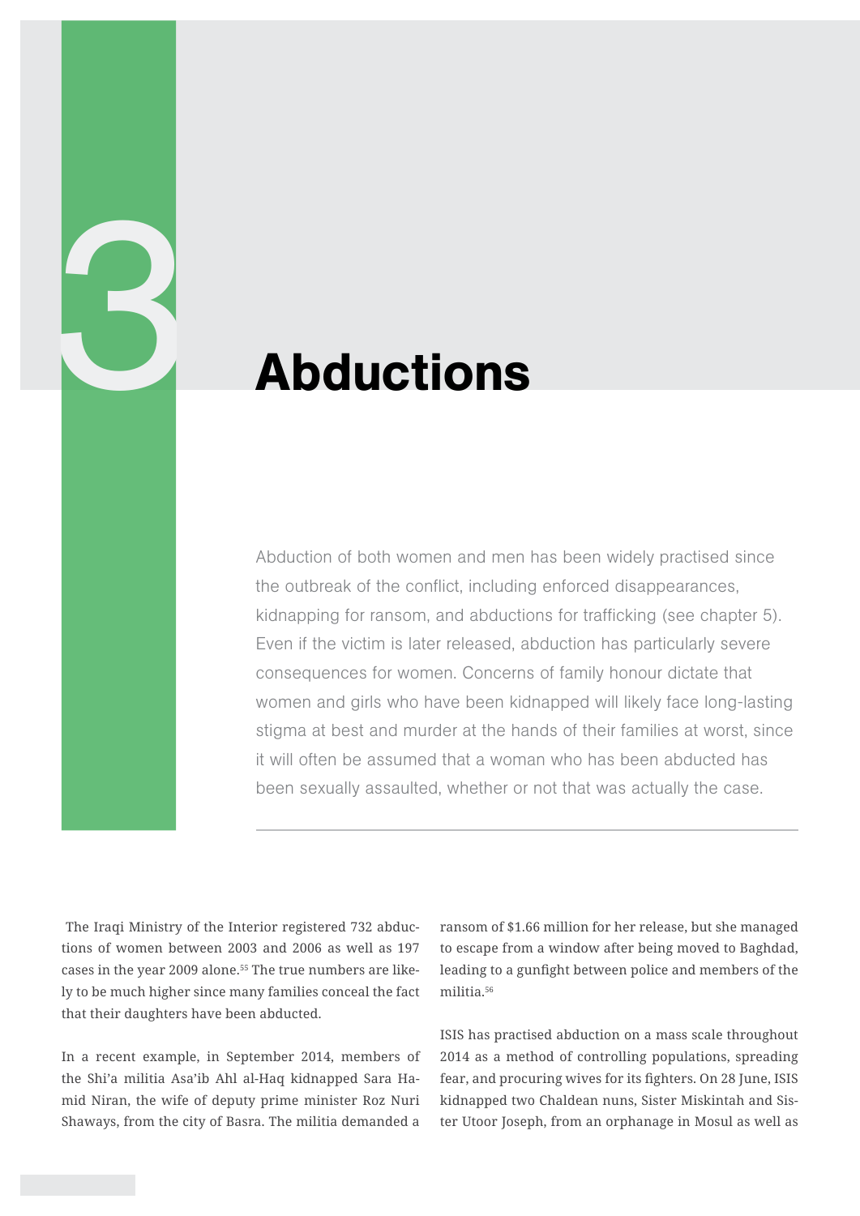# 3 Abductions

Abduction of both women and men has been widely practised since the outbreak of the conflict, including enforced disappearances, kidnapping for ransom, and abductions for trafficking (see chapter 5). Even if the victim is later released, abduction has particularly severe consequences for women. Concerns of family honour dictate that women and girls who have been kidnapped will likely face long-lasting stigma at best and murder at the hands of their families at worst, since it will often be assumed that a woman who has been abducted has been sexually assaulted, whether or not that was actually the case.

---

The Iraqi Ministry of the Interior registered 732 abductions of women between 2003 and 2006 as well as 197 cases in the year 2009 alone.[55] The true numbers are likely to be much higher since many families conceal the fact that their daughters have been abducted.

In a recent example, in September 2014, members of the Shi'a militia Asa'ib Ahl al-Haq kidnapped Sara Hamid Niran, the wife of deputy prime minister Roz Nuri Shaways, from the city of Basra. The militia demanded a ransom of $1.66 million for her release, but she managed to escape from a window after being moved to Baghdad, leading to a gunfight between police and members of the militia.[56]

ISIS has practised abduction on a mass scale throughout 2014 as a method of controlling populations, spreading fear, and procuring wives for its fighters. On 28 June, ISIS kidnapped two Chaldean nuns, Sister Miskintah and Sister Utoor Joseph, from an orphanage in Mosul as well as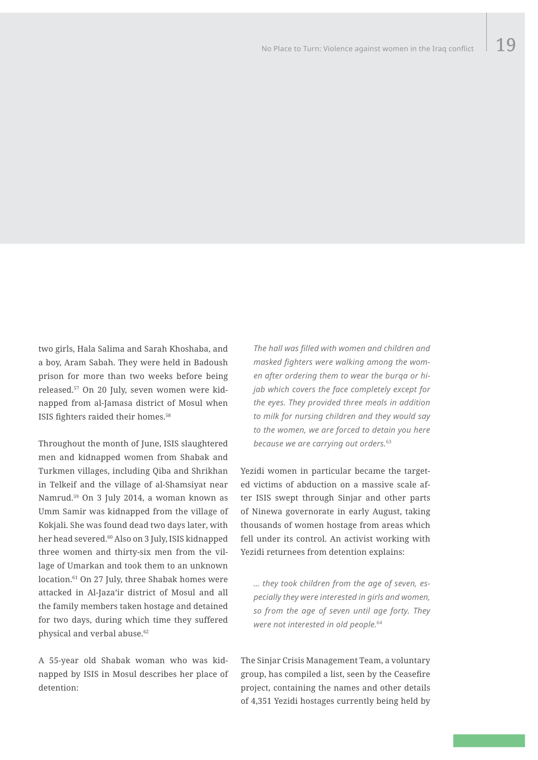two girls, Hala Salima and Sarah Khoshaba, and a boy, Aram Sabah. They were held in Badoush prison for more than two weeks before being released.[57] On 20 July, seven women were kidnapped from al-Jamasa district of Mosul when ISIS fighters raided their homes.[58]

Throughout the month of June, ISIS slaughtered men and kidnapped women from Shabak and Turkmen villages, including Qiba and Shrikhan in Telkeif and the village of al-Shamsiyat near Namrud.[59] On 3 July 2014, a woman known as Umm Samir was kidnapped from the village of Kokjali. She was found dead two days later, with her head severed.[60] Also on 3 July, ISIS kidnapped three women and thirty-six men from the village of Umarkan and took them to an unknown location.[61] On 27 July, three Shabak homes were attacked in Al-Jaza'ir district of Mosul and all the family members taken hostage and detained for two days, during which time they suffered physical and verbal abuse.[62]

A 55-year old Shabak woman who was kidnapped by ISIS in Mosul describes her place of detention:

> *The hall was filled with women and children and masked fighters were walking among the women after ordering them to wear the burqa or hijab which covers the face completely except for the eyes. They provided three meals in addition to milk for nursing children and they would say to the women, we are forced to detain you here because we are carrying out orders.*[63]

Yezidi women in particular became the targeted victims of abduction on a massive scale after ISIS swept through Sinjar and other parts of Ninewa governorate in early August, taking thousands of women hostage from areas which fell under its control. An activist working with Yezidi returnees from detention explains:

> *… they took children from the age of seven, especially they were interested in girls and women, so from the age of seven until age forty. They were not interested in old people.*[64]

The Sinjar Crisis Management Team, a voluntary group, has compiled a list, seen by the Ceasefire project, containing the names and other details of 4,351 Yezidi hostages currently being held by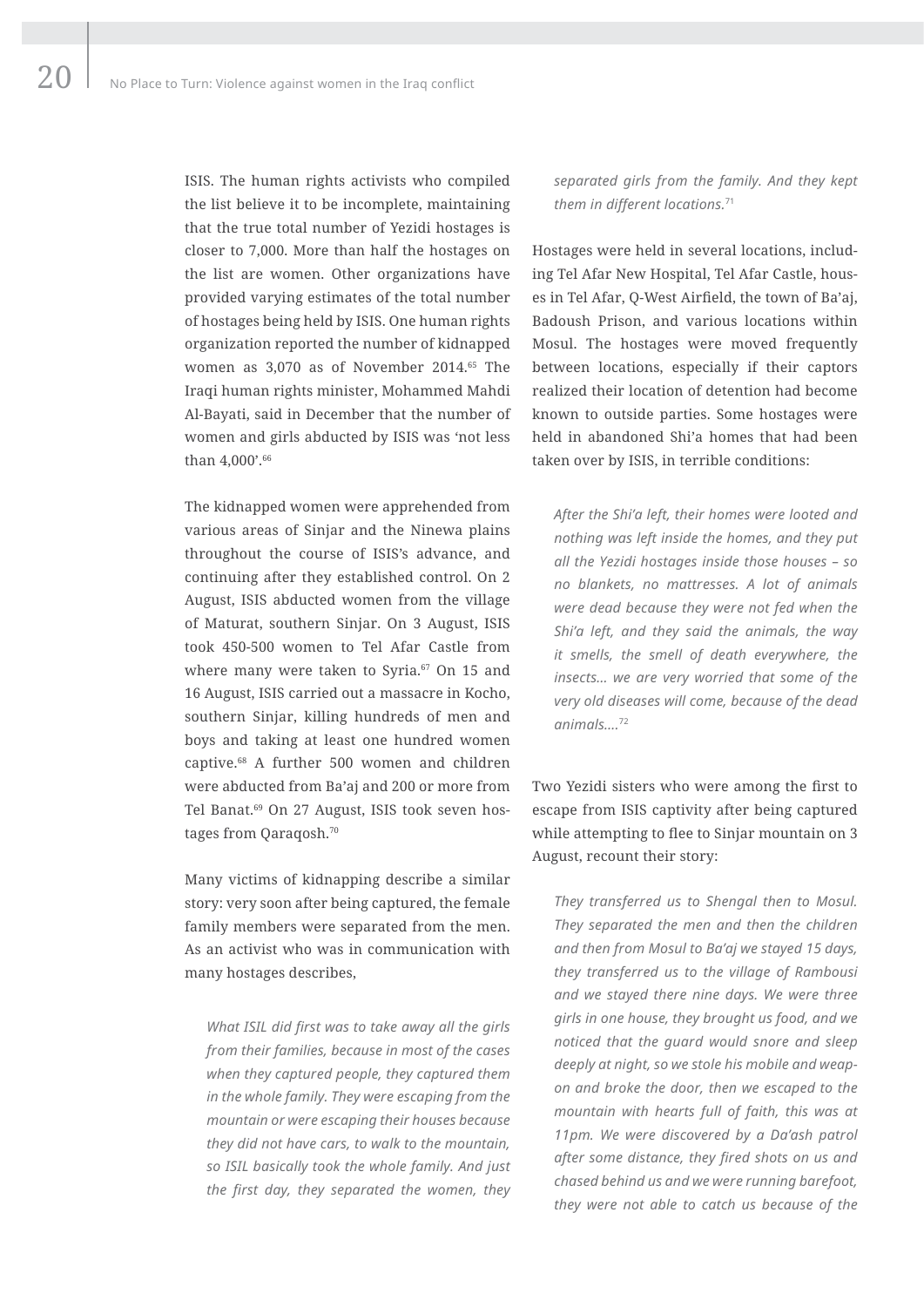ISIS. The human rights activists who compiled the list believe it to be incomplete, maintaining that the true total number of Yezidi hostages is closer to 7,000. More than half the hostages on the list are women. Other organizations have provided varying estimates of the total number of hostages being held by ISIS. One human rights organization reported the number of kidnapped women as 3,070 as of November 2014.[65] The Iraqi human rights minister, Mohammed Mahdi Al-Bayati, said in December that the number of women and girls abducted by ISIS was 'not less than 4,000'.[66]

The kidnapped women were apprehended from various areas of Sinjar and the Ninewa plains throughout the course of ISIS's advance, and continuing after they established control. On 2 August, ISIS abducted women from the village of Maturat, southern Sinjar. On 3 August, ISIS took 450-500 women to Tel Afar Castle from where many were taken to Syria.[67] On 15 and 16 August, ISIS carried out a massacre in Kocho, southern Sinjar, killing hundreds of men and boys and taking at least one hundred women captive.[68] A further 500 women and children were abducted from Ba'aj and 200 or more from Tel Banat.[69] On 27 August, ISIS took seven hostages from Qaraqosh.[70]

Many victims of kidnapping describe a similar story: very soon after being captured, the female family members were separated from the men. As an activist who was in communication with many hostages describes,

> *What ISIL did first was to take away all the girls from their families, because in most of the cases when they captured people, they captured them in the whole family. They were escaping from the mountain or were escaping their houses because they did not have cars, to walk to the mountain, so ISIL basically took the whole family. And just the first day, they separated the women, they separated girls from the family. And they kept them in different locations.*[71]

Hostages were held in several locations, including Tel Afar New Hospital, Tel Afar Castle, houses in Tel Afar, Q-West Airfield, the town of Ba'aj, Badoush Prison, and various locations within Mosul. The hostages were moved frequently between locations, especially if their captors realized their location of detention had become known to outside parties. Some hostages were held in abandoned Shi'a homes that had been taken over by ISIS, in terrible conditions:

> *After the Shi'a left, their homes were looted and nothing was left inside the homes, and they put all the Yezidi hostages inside those houses – so no blankets, no mattresses. A lot of animals were dead because they were not fed when the Shi'a left, and they said the animals, the way it smells, the smell of death everywhere, the insects... we are very worried that some of the very old diseases will come, because of the dead animals....*[72]

Two Yezidi sisters who were among the first to escape from ISIS captivity after being captured while attempting to flee to Sinjar mountain on 3 August, recount their story:

> *They transferred us to Shengal then to Mosul. They separated the men and then the children and then from Mosul to Ba'aj we stayed 15 days, they transferred us to the village of Rambousi and we stayed there nine days. We were three girls in one house, they brought us food, and we noticed that the guard would snore and sleep deeply at night, so we stole his mobile and weapon and broke the door, then we escaped to the mountain with hearts full of faith, this was at 11pm. We were discovered by a Da'ash patrol after some distance, they fired shots on us and chased behind us and we were running barefoot, they were not able to catch us because of the*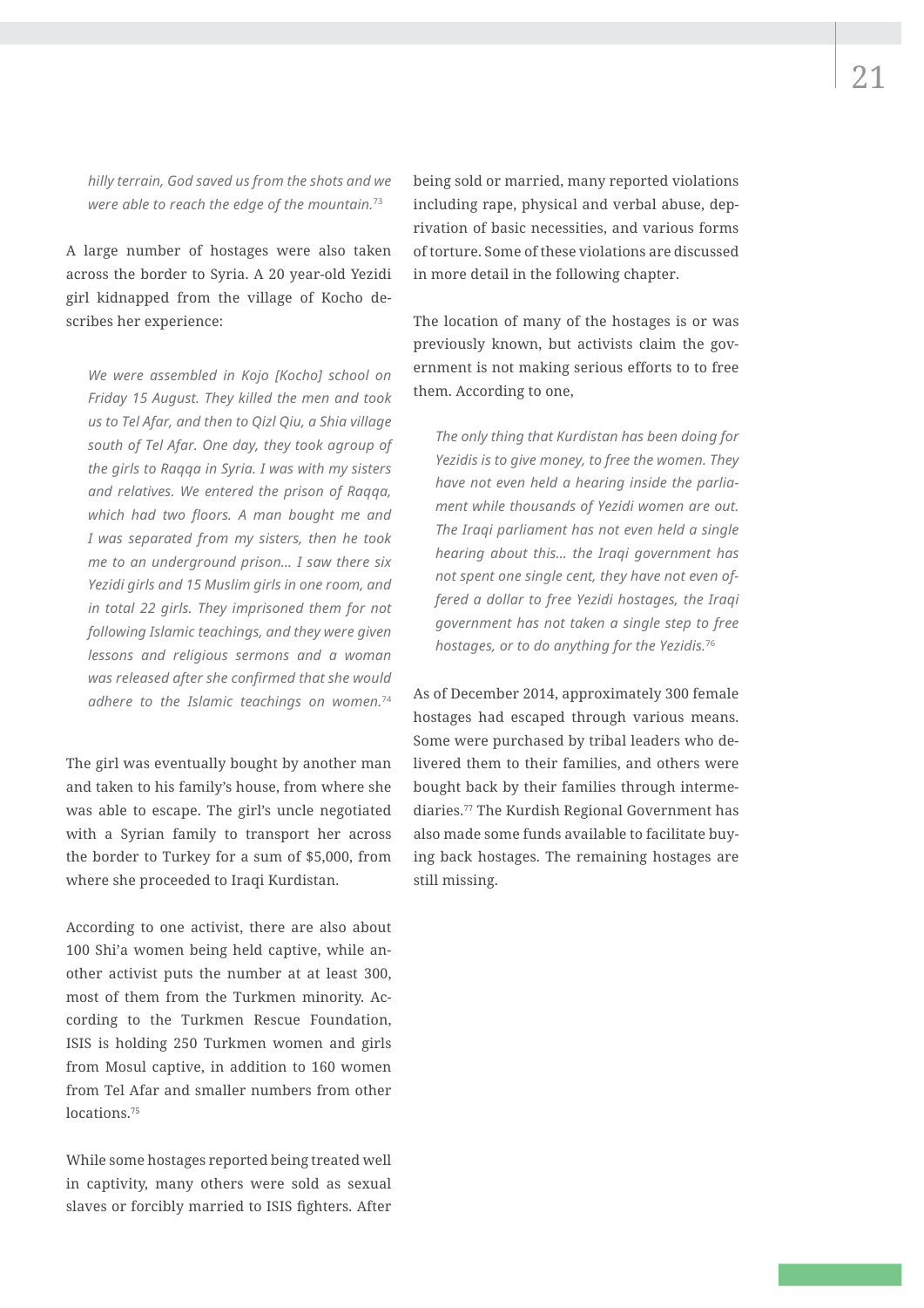*hilly terrain, God saved us from the shots and we were able to reach the edge of the mountain.*[73]

A large number of hostages were also taken across the border to Syria. A 20 year-old Yezidi girl kidnapped from the village of Kocho describes her experience:

*We were assembled in Kojo [Kocho] school on Friday 15 August. They killed the men and took us to Tel Afar, and then to Qizl Qiu, a Shia village south of Tel Afar. One day, they took agroup of the girls to Raqqa in Syria. I was with my sisters and relatives. We entered the prison of Raqqa, which had two floors. A man bought me and I was separated from my sisters, then he took me to an underground prison... I saw there six Yezidi girls and 15 Muslim girls in one room, and in total 22 girls. They imprisoned them for not following Islamic teachings, and they were given lessons and religious sermons and a woman was released after she confirmed that she would adhere to the Islamic teachings on women.*[74]

The girl was eventually bought by another man and taken to his family's house, from where she was able to escape. The girl's uncle negotiated with a Syrian family to transport her across the border to Turkey for a sum of $5,000, from where she proceeded to Iraqi Kurdistan.

According to one activist, there are also about 100 Shi'a women being held captive, while another activist puts the number at at least 300, most of them from the Turkmen minority. According to the Turkmen Rescue Foundation, ISIS is holding 250 Turkmen women and girls from Mosul captive, in addition to 160 women from Tel Afar and smaller numbers from other locations.[75]

While some hostages reported being treated well in captivity, many others were sold as sexual slaves or forcibly married to ISIS fighters. After being sold or married, many reported violations including rape, physical and verbal abuse, deprivation of basic necessities, and various forms of torture. Some of these violations are discussed in more detail in the following chapter.

The location of many of the hostages is or was previously known, but activists claim the government is not making serious efforts to to free them. According to one,

*The only thing that Kurdistan has been doing for Yezidis is to give money, to free the women. They have not even held a hearing inside the parliament while thousands of Yezidi women are out. The Iraqi parliament has not even held a single hearing about this... the Iraqi government has not spent one single cent, they have not even offered a dollar to free Yezidi hostages, the Iraqi government has not taken a single step to free hostages, or to do anything for the Yezidis.*[76]

As of December 2014, approximately 300 female hostages had escaped through various means. Some were purchased by tribal leaders who delivered them to their families, and others were bought back by their families through intermediaries.[77] The Kurdish Regional Government has also made some funds available to facilitate buying back hostages. The remaining hostages are still missing.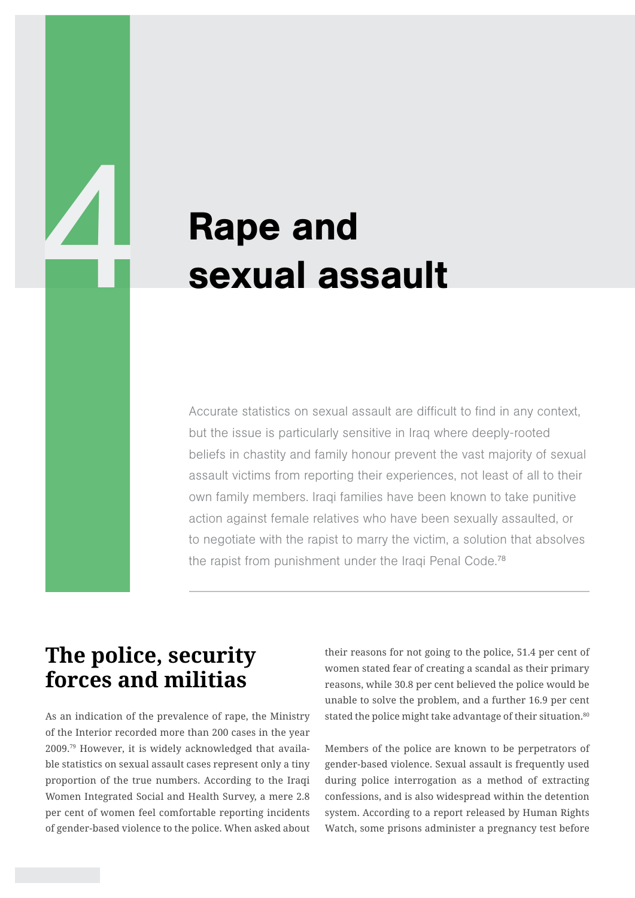# 4 Rape and sexual assault

Accurate statistics on sexual assault are difficult to find in any context, but the issue is particularly sensitive in Iraq where deeply-rooted beliefs in chastity and family honour prevent the vast majority of sexual assault victims from reporting their experiences, not least of all to their own family members. Iraqi families have been known to take punitive action against female relatives who have been sexually assaulted, or to negotiate with the rapist to marry the victim, a solution that absolves the rapist from punishment under the Iraqi Penal Code.[78]

## The police, security forces and militias

As an indication of the prevalence of rape, the Ministry of the Interior recorded more than 200 cases in the year 2009.[79] However, it is widely acknowledged that available statistics on sexual assault cases represent only a tiny proportion of the true numbers. According to the Iraqi Women Integrated Social and Health Survey, a mere 2.8 per cent of women feel comfortable reporting incidents of gender-based violence to the police. When asked about their reasons for not going to the police, 51.4 per cent of women stated fear of creating a scandal as their primary reasons, while 30.8 per cent believed the police would be unable to solve the problem, and a further 16.9 per cent stated the police might take advantage of their situation.[80]

Members of the police are known to be perpetrators of gender-based violence. Sexual assault is frequently used during police interrogation as a method of extracting confessions, and is also widespread within the detention system. According to a report released by Human Rights Watch, some prisons administer a pregnancy test before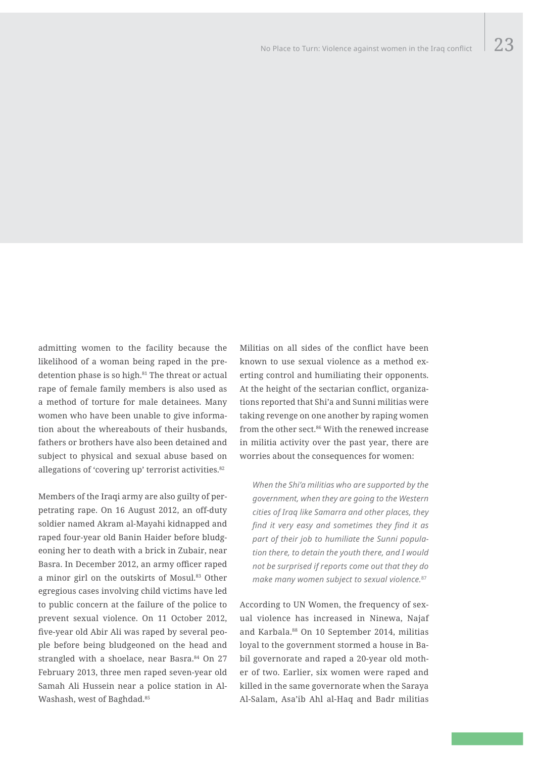admitting women to the facility because the likelihood of a woman being raped in the pre-detention phase is so high.[81] The threat or actual rape of female family members is also used as a method of torture for male detainees. Many women who have been unable to give information about the whereabouts of their husbands, fathers or brothers have also been detained and subject to physical and sexual abuse based on allegations of 'covering up' terrorist activities.[82]

Members of the Iraqi army are also guilty of perpetrating rape. On 16 August 2012, an off-duty soldier named Akram al-Mayahi kidnapped and raped four-year old Banin Haider before bludgeoning her to death with a brick in Zubair, near Basra. In December 2012, an army officer raped a minor girl on the outskirts of Mosul.[83] Other egregious cases involving child victims have led to public concern at the failure of the police to prevent sexual violence. On 11 October 2012, five-year old Abir Ali was raped by several people before being bludgeoned on the head and strangled with a shoelace, near Basra.[84] On 27 February 2013, three men raped seven-year old Samah Ali Hussein near a police station in Al-Washash, west of Baghdad.[85]

Militias on all sides of the conflict have been known to use sexual violence as a method exerting control and humiliating their opponents. At the height of the sectarian conflict, organizations reported that Shi'a and Sunni militias were taking revenge on one another by raping women from the other sect.[86] With the renewed increase in militia activity over the past year, there are worries about the consequences for women:

> *When the Shi'a militias who are supported by the government, when they are going to the Western cities of Iraq like Samarra and other places, they find it very easy and sometimes they find it as part of their job to humiliate the Sunni population there, to detain the youth there, and I would not be surprised if reports come out that they do make many women subject to sexual violence.*[87]

According to UN Women, the frequency of sexual violence has increased in Ninewa, Najaf and Karbala.[88] On 10 September 2014, militias loyal to the government stormed a house in Babil governorate and raped a 20-year old mother of two. Earlier, six women were raped and killed in the same governorate when the Saraya Al-Salam, Asa'ib Ahl al-Haq and Badr militias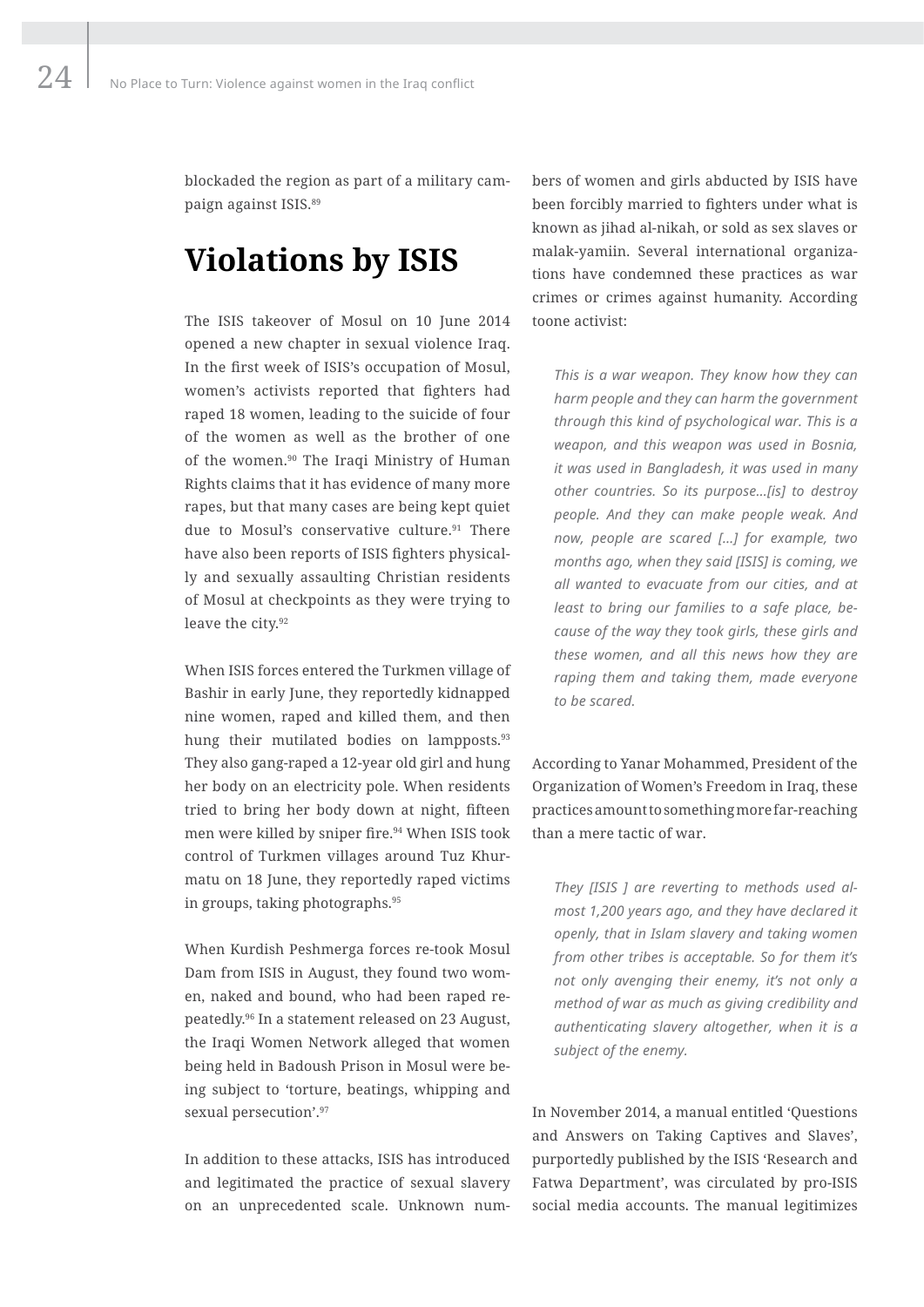blockaded the region as part of a military campaign against ISIS.[89]

## Violations by ISIS

The ISIS takeover of Mosul on 10 June 2014 opened a new chapter in sexual violence Iraq. In the first week of ISIS's occupation of Mosul, women's activists reported that fighters had raped 18 women, leading to the suicide of four of the women as well as the brother of one of the women.[90] The Iraqi Ministry of Human Rights claims that it has evidence of many more rapes, but that many cases are being kept quiet due to Mosul's conservative culture.[91] There have also been reports of ISIS fighters physically and sexually assaulting Christian residents of Mosul at checkpoints as they were trying to leave the city.[92]

When ISIS forces entered the Turkmen village of Bashir in early June, they reportedly kidnapped nine women, raped and killed them, and then hung their mutilated bodies on lampposts.[93] They also gang-raped a 12-year old girl and hung her body on an electricity pole. When residents tried to bring her body down at night, fifteen men were killed by sniper fire.[94] When ISIS took control of Turkmen villages around Tuz Khurmatu on 18 June, they reportedly raped victims in groups, taking photographs.[95]

When Kurdish Peshmerga forces re-took Mosul Dam from ISIS in August, they found two women, naked and bound, who had been raped repeatedly.[96] In a statement released on 23 August, the Iraqi Women Network alleged that women being held in Badoush Prison in Mosul were being subject to 'torture, beatings, whipping and sexual persecution'.[97]

In addition to these attacks, ISIS has introduced and legitimated the practice of sexual slavery on an unprecedented scale. Unknown numbers of women and girls abducted by ISIS have been forcibly married to fighters under what is known as jihad al-nikah, or sold as sex slaves or malak-yamiin. Several international organizations have condemned these practices as war crimes or crimes against humanity. According toone activist:

> *This is a war weapon. They know how they can harm people and they can harm the government through this kind of psychological war. This is a weapon, and this weapon was used in Bosnia, it was used in Bangladesh, it was used in many other countries. So its purpose…[is] to destroy people. And they can make people weak. And now, people are scared […] for example, two months ago, when they said [ISIS] is coming, we all wanted to evacuate from our cities, and at least to bring our families to a safe place, because of the way they took girls, these girls and these women, and all this news how they are raping them and taking them, made everyone to be scared.*

According to Yanar Mohammed, President of the Organization of Women's Freedom in Iraq, these practices amount to something more far-reaching than a mere tactic of war.

> *They [ISIS ] are reverting to methods used almost 1,200 years ago, and they have declared it openly, that in Islam slavery and taking women from other tribes is acceptable. So for them it's not only avenging their enemy, it's not only a method of war as much as giving credibility and authenticating slavery altogether, when it is a subject of the enemy.*

In November 2014, a manual entitled 'Questions and Answers on Taking Captives and Slaves', purportedly published by the ISIS 'Research and Fatwa Department', was circulated by pro-ISIS social media accounts. The manual legitimizes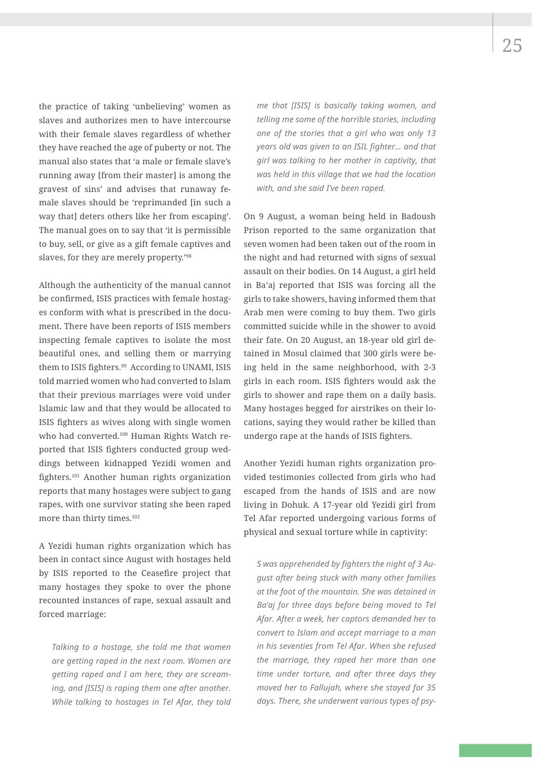the practice of taking 'unbelieving' women as slaves and authorizes men to have intercourse with their female slaves regardless of whether they have reached the age of puberty or not. The manual also states that 'a male or female slave's running away [from their master] is among the gravest of sins' and advises that runaway female slaves should be 'reprimanded [in such a way that] deters others like her from escaping'. The manual goes on to say that 'it is permissible to buy, sell, or give as a gift female captives and slaves, for they are merely property.'[98]

Although the authenticity of the manual cannot be confirmed, ISIS practices with female hostages conform with what is prescribed in the document. There have been reports of ISIS members inspecting female captives to isolate the most beautiful ones, and selling them or marrying them to ISIS fighters.[99] According to UNAMI, ISIS told married women who had converted to Islam that their previous marriages were void under Islamic law and that they would be allocated to ISIS fighters as wives along with single women who had converted.[100] Human Rights Watch reported that ISIS fighters conducted group weddings between kidnapped Yezidi women and fighters.[101] Another human rights organization reports that many hostages were subject to gang rapes, with one survivor stating she been raped more than thirty times.[102]

A Yezidi human rights organization which has been in contact since August with hostages held by ISIS reported to the Ceasefire project that many hostages they spoke to over the phone recounted instances of rape, sexual assault and forced marriage:

> *Talking to a hostage, she told me that women are getting raped in the next room. Women are getting raped and I am here, they are screaming, and [ISIS] is raping them one after another. While talking to hostages in Tel Afar, they told me that [ISIS] is basically taking women, and telling me some of the horrible stories, including one of the stories that a girl who was only 13 years old was given to an ISIL fighter… and that girl was talking to her mother in captivity, that was held in this village that we had the location with, and she said I've been raped.*

On 9 August, a woman being held in Badoush Prison reported to the same organization that seven women had been taken out of the room in the night and had returned with signs of sexual assault on their bodies. On 14 August, a girl held in Ba'aj reported that ISIS was forcing all the girls to take showers, having informed them that Arab men were coming to buy them. Two girls committed suicide while in the shower to avoid their fate. On 20 August, an 18-year old girl detained in Mosul claimed that 300 girls were being held in the same neighborhood, with 2-3 girls in each room. ISIS fighters would ask the girls to shower and rape them on a daily basis. Many hostages begged for airstrikes on their locations, saying they would rather be killed than undergo rape at the hands of ISIS fighters.

Another Yezidi human rights organization provided testimonies collected from girls who had escaped from the hands of ISIS and are now living in Dohuk. A 17-year old Yezidi girl from Tel Afar reported undergoing various forms of physical and sexual torture while in captivity:

> *S was apprehended by fighters the night of 3 August after being stuck with many other families at the foot of the mountain. She was detained in Ba'aj for three days before being moved to Tel Afar. After a week, her captors demanded her to convert to Islam and accept marriage to a man in his seventies from Tel Afar. When she refused the marriage, they raped her more than one time under torture, and after three days they moved her to Fallujah, where she stayed for 35 days. There, she underwent various types of psy-*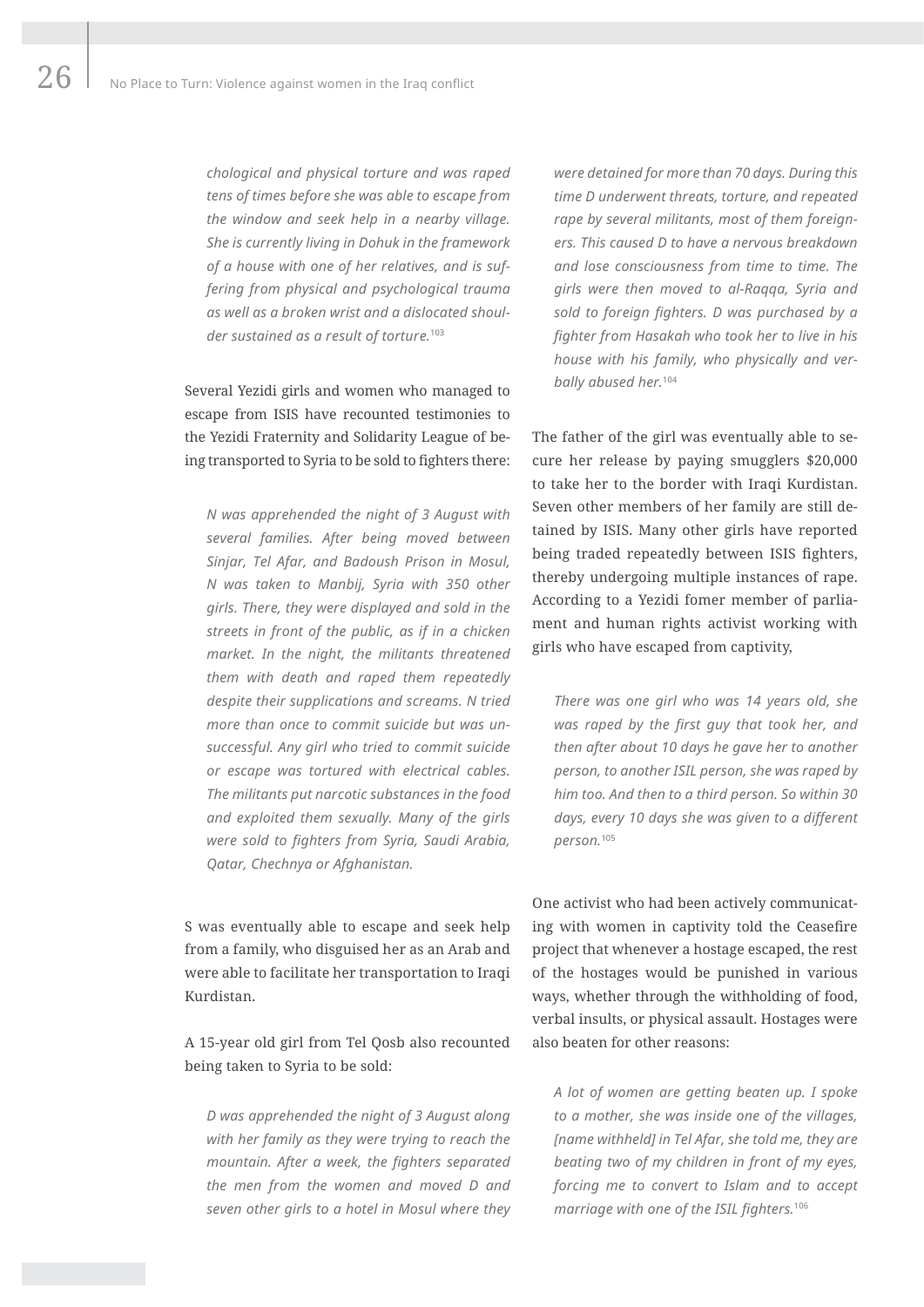*chological and physical torture and was raped tens of times before she was able to escape from the window and seek help in a nearby village. She is currently living in Dohuk in the framework of a house with one of her relatives, and is suffering from physical and psychological trauma as well as a broken wrist and a dislocated shoulder sustained as a result of torture.*[103]

Several Yezidi girls and women who managed to escape from ISIS have recounted testimonies to the Yezidi Fraternity and Solidarity League of being transported to Syria to be sold to fighters there:

> *N was apprehended the night of 3 August with several families. After being moved between Sinjar, Tel Afar, and Badoush Prison in Mosul, N was taken to Manbij, Syria with 350 other girls. There, they were displayed and sold in the streets in front of the public, as if in a chicken market. In the night, the militants threatened them with death and raped them repeatedly despite their supplications and screams. N tried more than once to commit suicide but was unsuccessful. Any girl who tried to commit suicide or escape was tortured with electrical cables. The militants put narcotic substances in the food and exploited them sexually. Many of the girls were sold to fighters from Syria, Saudi Arabia, Qatar, Chechnya or Afghanistan.*

S was eventually able to escape and seek help from a family, who disguised her as an Arab and were able to facilitate her transportation to Iraqi Kurdistan.

A 15-year old girl from Tel Qosb also recounted being taken to Syria to be sold:

> *D was apprehended the night of 3 August along with her family as they were trying to reach the mountain. After a week, the fighters separated the men from the women and moved D and seven other girls to a hotel in Mosul where they were detained for more than 70 days. During this time D underwent threats, torture, and repeated rape by several militants, most of them foreigners. This caused D to have a nervous breakdown and lose consciousness from time to time. The girls were then moved to al-Raqqa, Syria and sold to foreign fighters. D was purchased by a fighter from Hasakah who took her to live in his house with his family, who physically and verbally abused her.*[104]

The father of the girl was eventually able to secure her release by paying smugglers $20,000 to take her to the border with Iraqi Kurdistan. Seven other members of her family are still detained by ISIS. Many other girls have reported being traded repeatedly between ISIS fighters, thereby undergoing multiple instances of rape. According to a Yezidi fomer member of parliament and human rights activist working with girls who have escaped from captivity,

> *There was one girl who was 14 years old, she was raped by the first guy that took her, and then after about 10 days he gave her to another person, to another ISIL person, she was raped by him too. And then to a third person. So within 30 days, every 10 days she was given to a different person.*[105]

One activist who had been actively communicating with women in captivity told the Ceasefire project that whenever a hostage escaped, the rest of the hostages would be punished in various ways, whether through the withholding of food, verbal insults, or physical assault. Hostages were also beaten for other reasons:

> *A lot of women are getting beaten up. I spoke to a mother, she was inside one of the villages, [name withheld] in Tel Afar, she told me, they are beating two of my children in front of my eyes, forcing me to convert to Islam and to accept marriage with one of the ISIL fighters.*[106]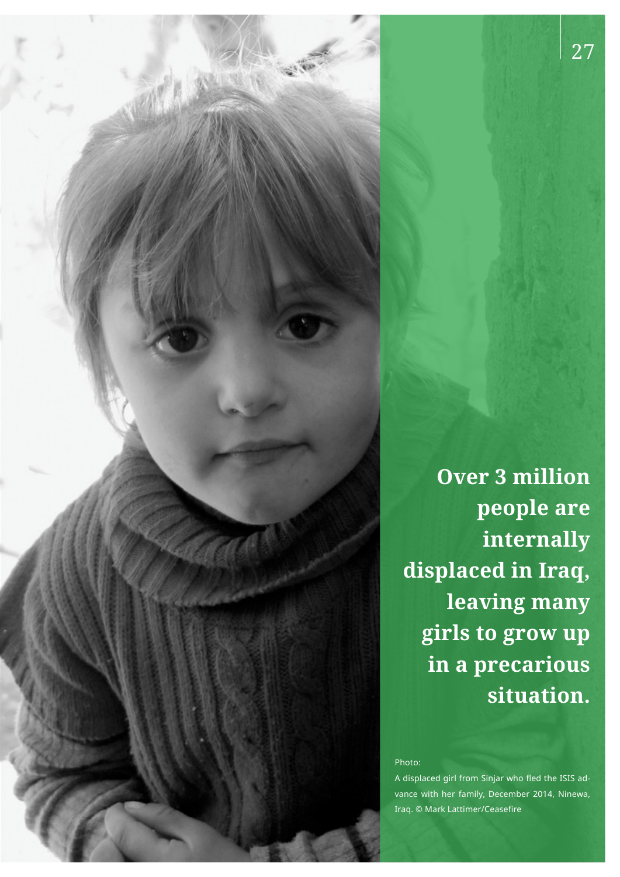**Over 3 million people are internally displaced in Iraq, leaving many girls to grow up in a precarious situation.**

Photo:

A displaced girl from Sinjar who fled the ISIS advance with her family, December 2014, Ninewa, Iraq. © Mark Lattimer/Ceasefire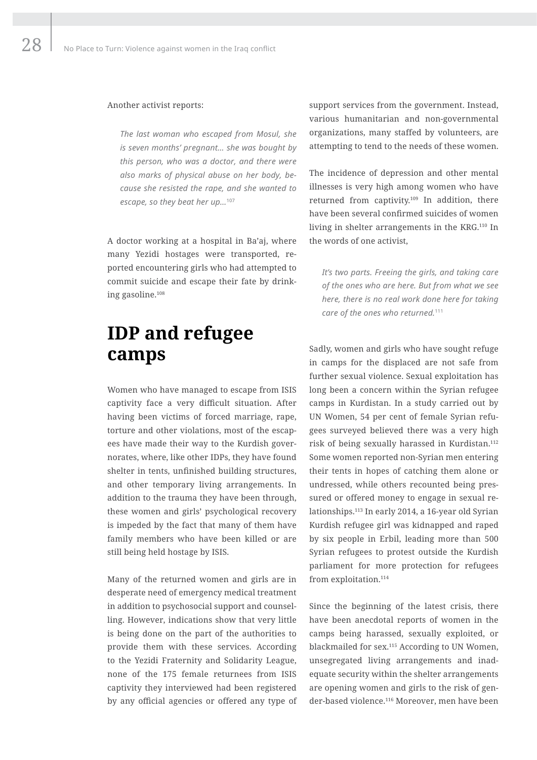Another activist reports:

> *The last woman who escaped from Mosul, she is seven months' pregnant… she was bought by this person, who was a doctor, and there were also marks of physical abuse on her body, because she resisted the rape, and she wanted to escape, so they beat her up…*[107]

A doctor working at a hospital in Ba'aj, where many Yezidi hostages were transported, reported encountering girls who had attempted to commit suicide and escape their fate by drinking gasoline.[108]

## IDP and refugee camps

Women who have managed to escape from ISIS captivity face a very difficult situation. After having been victims of forced marriage, rape, torture and other violations, most of the escapees have made their way to the Kurdish governorates, where, like other IDPs, they have found shelter in tents, unfinished building structures, and other temporary living arrangements. In addition to the trauma they have been through, these women and girls' psychological recovery is impeded by the fact that many of them have family members who have been killed or are still being held hostage by ISIS.

Many of the returned women and girls are in desperate need of emergency medical treatment in addition to psychosocial support and counselling. However, indications show that very little is being done on the part of the authorities to provide them with these services. According to the Yezidi Fraternity and Solidarity League, none of the 175 female returnees from ISIS captivity they interviewed had been registered by any official agencies or offered any type of support services from the government. Instead, various humanitarian and non-governmental organizations, many staffed by volunteers, are attempting to tend to the needs of these women.

The incidence of depression and other mental illnesses is very high among women who have returned from captivity.[109] In addition, there have been several confirmed suicides of women living in shelter arrangements in the KRG.[110] In the words of one activist,

> *It's two parts. Freeing the girls, and taking care of the ones who are here. But from what we see here, there is no real work done here for taking care of the ones who returned.*[111]

Sadly, women and girls who have sought refuge in camps for the displaced are not safe from further sexual violence. Sexual exploitation has long been a concern within the Syrian refugee camps in Kurdistan. In a study carried out by UN Women, 54 per cent of female Syrian refugees surveyed believed there was a very high risk of being sexually harassed in Kurdistan.[112] Some women reported non-Syrian men entering their tents in hopes of catching them alone or undressed, while others recounted being pressured or offered money to engage in sexual relationships.[113] In early 2014, a 16-year old Syrian Kurdish refugee girl was kidnapped and raped by six people in Erbil, leading more than 500 Syrian refugees to protest outside the Kurdish parliament for more protection for refugees from exploitation.[114]

Since the beginning of the latest crisis, there have been anecdotal reports of women in the camps being harassed, sexually exploited, or blackmailed for sex.[115] According to UN Women, unsegregated living arrangements and inadequate security within the shelter arrangements are opening women and girls to the risk of gender-based violence.[116] Moreover, men have been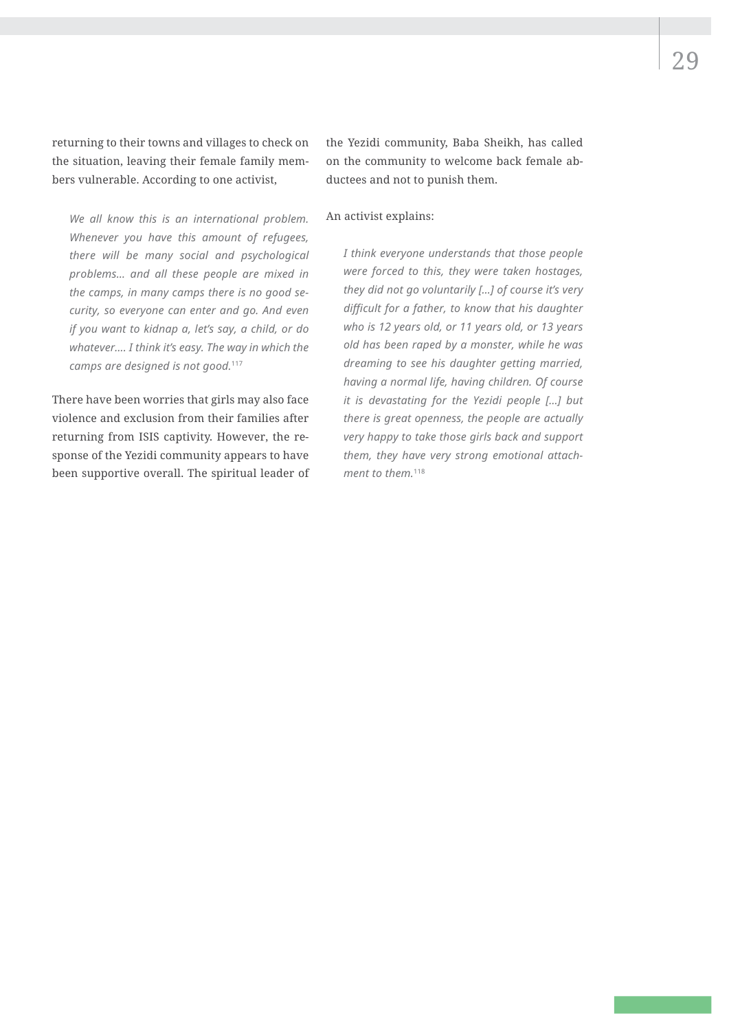returning to their towns and villages to check on the situation, leaving their female family members vulnerable. According to one activist,

> *We all know this is an international problem. Whenever you have this amount of refugees, there will be many social and psychological problems... and all these people are mixed in the camps, in many camps there is no good security, so everyone can enter and go. And even if you want to kidnap a, let's say, a child, or do whatever.... I think it's easy. The way in which the camps are designed is not good.*[117]

There have been worries that girls may also face violence and exclusion from their families after returning from ISIS captivity. However, the response of the Yezidi community appears to have been supportive overall. The spiritual leader of the Yezidi community, Baba Sheikh, has called on the community to welcome back female abductees and not to punish them.

An activist explains:

> *I think everyone understands that those people were forced to this, they were taken hostages, they did not go voluntarily [...] of course it's very difficult for a father, to know that his daughter who is 12 years old, or 11 years old, or 13 years old has been raped by a monster, while he was dreaming to see his daughter getting married, having a normal life, having children. Of course it is devastating for the Yezidi people [...] but there is great openness, the people are actually very happy to take those girls back and support them, they have very strong emotional attachment to them.*[118]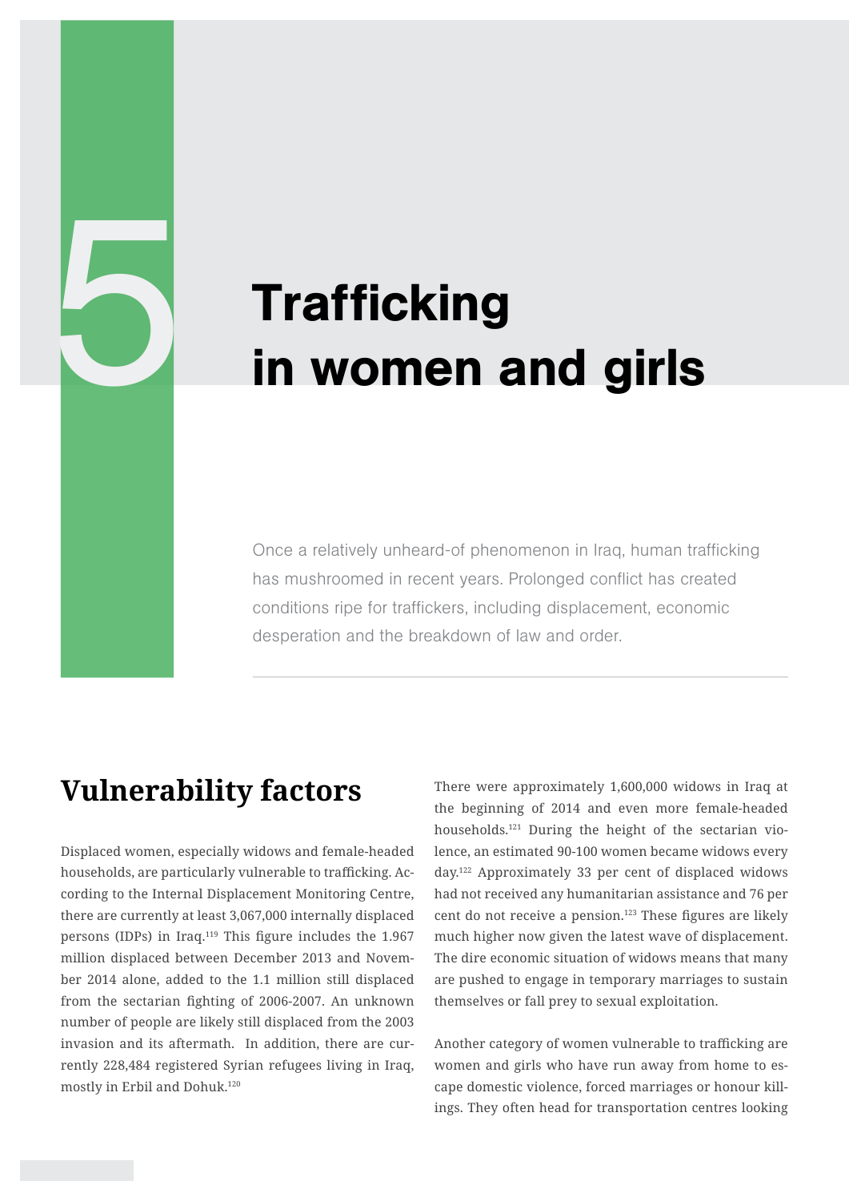# 5 Trafficking in women and girls

Once a relatively unheard-of phenomenon in Iraq, human trafficking has mushroomed in recent years. Prolonged conflict has created conditions ripe for traffickers, including displacement, economic desperation and the breakdown of law and order.

## Vulnerability factors

Displaced women, especially widows and female-headed households, are particularly vulnerable to trafficking. According to the Internal Displacement Monitoring Centre, there are currently at least 3,067,000 internally displaced persons (IDPs) in Iraq.[119] This figure includes the 1.967 million displaced between December 2013 and November 2014 alone, added to the 1.1 million still displaced from the sectarian fighting of 2006-2007. An unknown number of people are likely still displaced from the 2003 invasion and its aftermath. In addition, there are currently 228,484 registered Syrian refugees living in Iraq, mostly in Erbil and Dohuk.[120]

There were approximately 1,600,000 widows in Iraq at the beginning of 2014 and even more female-headed households.[121] During the height of the sectarian violence, an estimated 90-100 women became widows every day.[122] Approximately 33 per cent of displaced widows had not received any humanitarian assistance and 76 per cent do not receive a pension.[123] These figures are likely much higher now given the latest wave of displacement. The dire economic situation of widows means that many are pushed to engage in temporary marriages to sustain themselves or fall prey to sexual exploitation.

Another category of women vulnerable to trafficking are women and girls who have run away from home to escape domestic violence, forced marriages or honour killings. They often head for transportation centres looking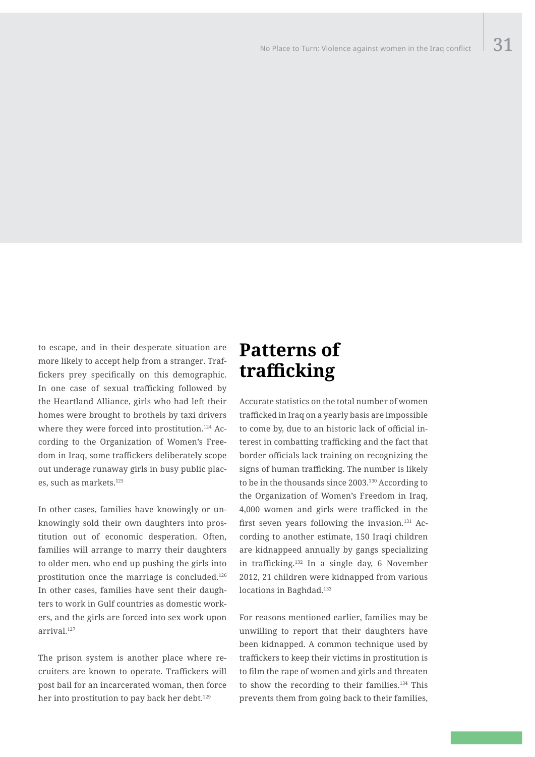to escape, and in their desperate situation are more likely to accept help from a stranger. Traffickers prey specifically on this demographic. In one case of sexual trafficking followed by the Heartland Alliance, girls who had left their homes were brought to brothels by taxi drivers where they were forced into prostitution.[124] According to the Organization of Women's Freedom in Iraq, some traffickers deliberately scope out underage runaway girls in busy public places, such as markets.[125]

In other cases, families have knowingly or unknowingly sold their own daughters into prostitution out of economic desperation. Often, families will arrange to marry their daughters to older men, who end up pushing the girls into prostitution once the marriage is concluded.[126] In other cases, families have sent their daughters to work in Gulf countries as domestic workers, and the girls are forced into sex work upon arrival.[127]

The prison system is another place where recruiters are known to operate. Traffickers will post bail for an incarcerated woman, then force her into prostitution to pay back her debt.[129]

## Patterns of trafficking

Accurate statistics on the total number of women trafficked in Iraq on a yearly basis are impossible to come by, due to an historic lack of official interest in combatting trafficking and the fact that border officials lack training on recognizing the signs of human trafficking. The number is likely to be in the thousands since 2003.[130] According to the Organization of Women's Freedom in Iraq, 4,000 women and girls were trafficked in the first seven years following the invasion.[131] According to another estimate, 150 Iraqi children are kidnappeed annually by gangs specializing in trafficking.[132] In a single day, 6 November 2012, 21 children were kidnapped from various locations in Baghdad.[133]

For reasons mentioned earlier, families may be unwilling to report that their daughters have been kidnapped. A common technique used by traffickers to keep their victims in prostitution is to film the rape of women and girls and threaten to show the recording to their families.[134] This prevents them from going back to their families,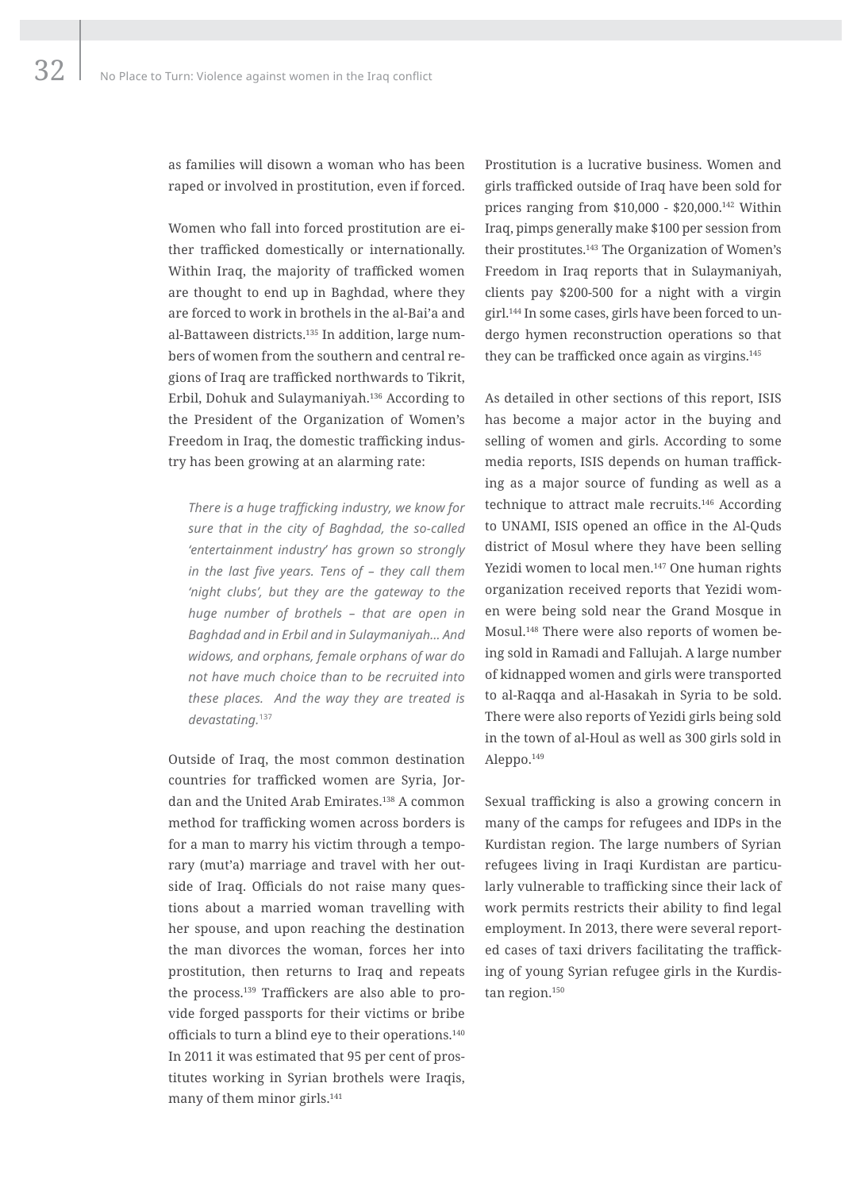as families will disown a woman who has been raped or involved in prostitution, even if forced.

Women who fall into forced prostitution are either trafficked domestically or internationally. Within Iraq, the majority of trafficked women are thought to end up in Baghdad, where they are forced to work in brothels in the al-Bai'a and al-Battaween districts.[135] In addition, large numbers of women from the southern and central regions of Iraq are trafficked northwards to Tikrit, Erbil, Dohuk and Sulaymaniyah.[136] According to the President of the Organization of Women's Freedom in Iraq, the domestic trafficking industry has been growing at an alarming rate:

> *There is a huge trafficking industry, we know for sure that in the city of Baghdad, the so-called 'entertainment industry' has grown so strongly in the last five years. Tens of – they call them 'night clubs', but they are the gateway to the huge number of brothels – that are open in Baghdad and in Erbil and in Sulaymaniyah... And widows, and orphans, female orphans of war do not have much choice than to be recruited into these places. And the way they are treated is devastating.*[137]

Outside of Iraq, the most common destination countries for trafficked women are Syria, Jordan and the United Arab Emirates.[138] A common method for trafficking women across borders is for a man to marry his victim through a temporary (mut'a) marriage and travel with her outside of Iraq. Officials do not raise many questions about a married woman travelling with her spouse, and upon reaching the destination the man divorces the woman, forces her into prostitution, then returns to Iraq and repeats the process.[139] Traffickers are also able to provide forged passports for their victims or bribe officials to turn a blind eye to their operations.[140] In 2011 it was estimated that 95 per cent of prostitutes working in Syrian brothels were Iraqis, many of them minor girls.[141]

Prostitution is a lucrative business. Women and girls trafficked outside of Iraq have been sold for prices ranging from $10,000 - $20,000.[142] Within Iraq, pimps generally make $100 per session from their prostitutes.[143] The Organization of Women's Freedom in Iraq reports that in Sulaymaniyah, clients pay $200-500 for a night with a virgin girl.[144] In some cases, girls have been forced to undergo hymen reconstruction operations so that they can be trafficked once again as virgins.[145]

As detailed in other sections of this report, ISIS has become a major actor in the buying and selling of women and girls. According to some media reports, ISIS depends on human trafficking as a major source of funding as well as a technique to attract male recruits.[146] According to UNAMI, ISIS opened an office in the Al-Quds district of Mosul where they have been selling Yezidi women to local men.[147] One human rights organization received reports that Yezidi women were being sold near the Grand Mosque in Mosul.[148] There were also reports of women being sold in Ramadi and Fallujah. A large number of kidnapped women and girls were transported to al-Raqqa and al-Hasakah in Syria to be sold. There were also reports of Yezidi girls being sold in the town of al-Houl as well as 300 girls sold in Aleppo.[149]

Sexual trafficking is also a growing concern in many of the camps for refugees and IDPs in the Kurdistan region. The large numbers of Syrian refugees living in Iraqi Kurdistan are particularly vulnerable to trafficking since their lack of work permits restricts their ability to find legal employment. In 2013, there were several reported cases of taxi drivers facilitating the trafficking of young Syrian refugee girls in the Kurdistan region.[150]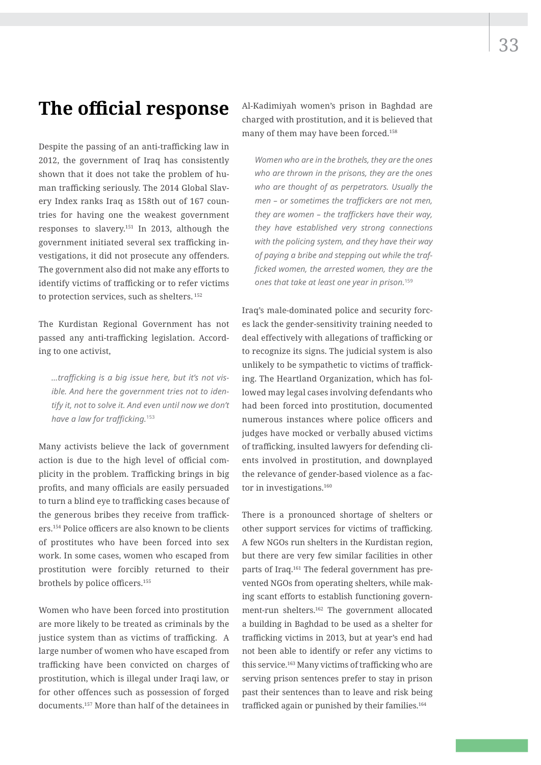## The official response

Despite the passing of an anti-trafficking law in 2012, the government of Iraq has consistently shown that it does not take the problem of human trafficking seriously. The 2014 Global Slavery Index ranks Iraq as 158th out of 167 countries for having one the weakest government responses to slavery.[151] In 2013, although the government initiated several sex trafficking investigations, it did not prosecute any offenders. The government also did not make any efforts to identify victims of trafficking or to refer victims to protection services, such as shelters.[152]

The Kurdistan Regional Government has not passed any anti-trafficking legislation. According to one activist,

> *…trafficking is a big issue here, but it's not visible. And here the government tries not to identify it, not to solve it. And even until now we don't have a law for trafficking.*[153]

Many activists believe the lack of government action is due to the high level of official complicity in the problem. Trafficking brings in big profits, and many officials are easily persuaded to turn a blind eye to trafficking cases because of the generous bribes they receive from traffickers.[154] Police officers are also known to be clients of prostitutes who have been forced into sex work. In some cases, women who escaped from prostitution were forcibly returned to their brothels by police officers.[155]

Women who have been forced into prostitution are more likely to be treated as criminals by the justice system than as victims of trafficking. A large number of women who have escaped from trafficking have been convicted on charges of prostitution, which is illegal under Iraqi law, or for other offences such as possession of forged documents.[157] More than half of the detainees in Al-Kadimiyah women's prison in Baghdad are charged with prostitution, and it is believed that many of them may have been forced.[158]

> *Women who are in the brothels, they are the ones who are thrown in the prisons, they are the ones who are thought of as perpetrators. Usually the men – or sometimes the traffickers are not men, they are women – the traffickers have their way, they have established very strong connections with the policing system, and they have their way of paying a bribe and stepping out while the trafficked women, the arrested women, they are the ones that take at least one year in prison.*[159]

Iraq's male-dominated police and security forces lack the gender-sensitivity training needed to deal effectively with allegations of trafficking or to recognize its signs. The judicial system is also unlikely to be sympathetic to victims of trafficking. The Heartland Organization, which has followed may legal cases involving defendants who had been forced into prostitution, documented numerous instances where police officers and judges have mocked or verbally abused victims of trafficking, insulted lawyers for defending clients involved in prostitution, and downplayed the relevance of gender-based violence as a factor in investigations.[160]

There is a pronounced shortage of shelters or other support services for victims of trafficking. A few NGOs run shelters in the Kurdistan region, but there are very few similar facilities in other parts of Iraq.[161] The federal government has prevented NGOs from operating shelters, while making scant efforts to establish functioning government-run shelters.[162] The government allocated a building in Baghdad to be used as a shelter for trafficking victims in 2013, but at year's end had not been able to identify or refer any victims to this service.[163] Many victims of trafficking who are serving prison sentences prefer to stay in prison past their sentences than to leave and risk being trafficked again or punished by their families.[164]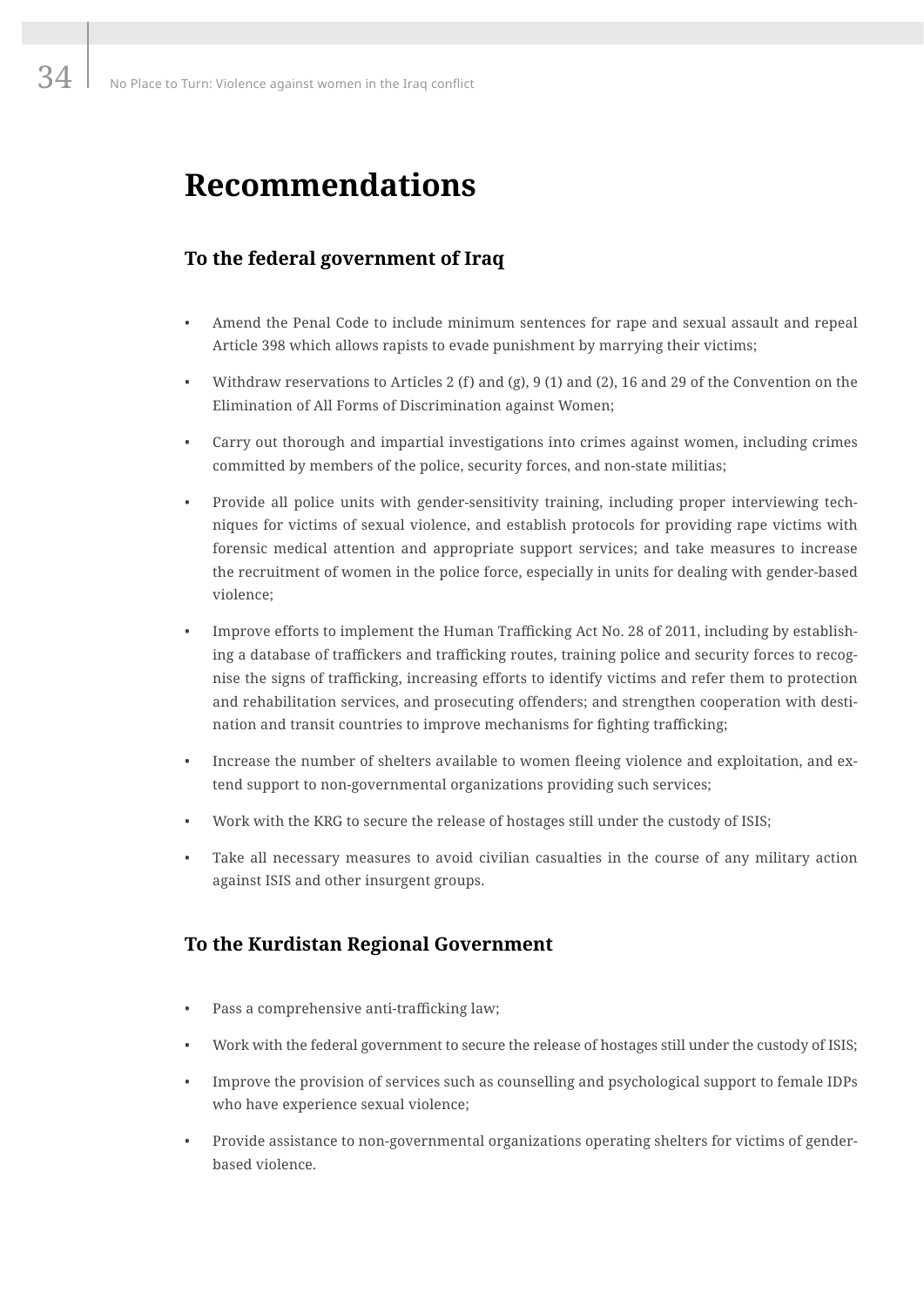# Recommendations

## To the federal government of Iraq

- Amend the Penal Code to include minimum sentences for rape and sexual assault and repeal Article 398 which allows rapists to evade punishment by marrying their victims;
- Withdraw reservations to Articles 2 (f) and (g), 9 (1) and (2), 16 and 29 of the Convention on the Elimination of All Forms of Discrimination against Women;
- Carry out thorough and impartial investigations into crimes against women, including crimes committed by members of the police, security forces, and non-state militias;
- Provide all police units with gender-sensitivity training, including proper interviewing techniques for victims of sexual violence, and establish protocols for providing rape victims with forensic medical attention and appropriate support services; and take measures to increase the recruitment of women in the police force, especially in units for dealing with gender-based violence;
- Improve efforts to implement the Human Trafficking Act No. 28 of 2011, including by establishing a database of traffickers and trafficking routes, training police and security forces to recognise the signs of trafficking, increasing efforts to identify victims and refer them to protection and rehabilitation services, and prosecuting offenders; and strengthen cooperation with destination and transit countries to improve mechanisms for fighting trafficking;
- Increase the number of shelters available to women fleeing violence and exploitation, and extend support to non-governmental organizations providing such services;
- Work with the KRG to secure the release of hostages still under the custody of ISIS;
- Take all necessary measures to avoid civilian casualties in the course of any military action against ISIS and other insurgent groups.

## To the Kurdistan Regional Government

- Pass a comprehensive anti-trafficking law;
- Work with the federal government to secure the release of hostages still under the custody of ISIS;
- Improve the provision of services such as counselling and psychological support to female IDPs who have experience sexual violence;
- Provide assistance to non-governmental organizations operating shelters for victims of gender-based violence.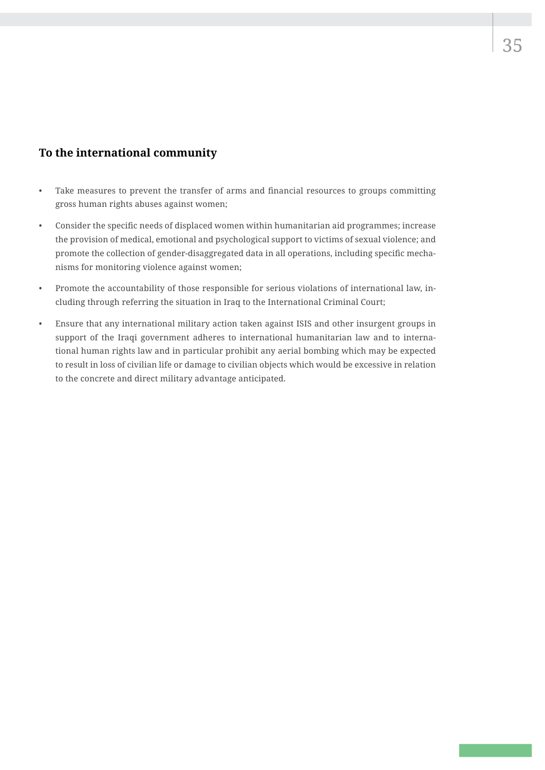### To the international community

- Take measures to prevent the transfer of arms and financial resources to groups committing gross human rights abuses against women;
- Consider the specific needs of displaced women within humanitarian aid programmes; increase the provision of medical, emotional and psychological support to victims of sexual violence; and promote the collection of gender-disaggregated data in all operations, including specific mechanisms for monitoring violence against women;
- Promote the accountability of those responsible for serious violations of international law, including through referring the situation in Iraq to the International Criminal Court;
- Ensure that any international military action taken against ISIS and other insurgent groups in support of the Iraqi government adheres to international humanitarian law and to international human rights law and in particular prohibit any aerial bombing which may be expected to result in loss of civilian life or damage to civilian objects which would be excessive in relation to the concrete and direct military advantage anticipated.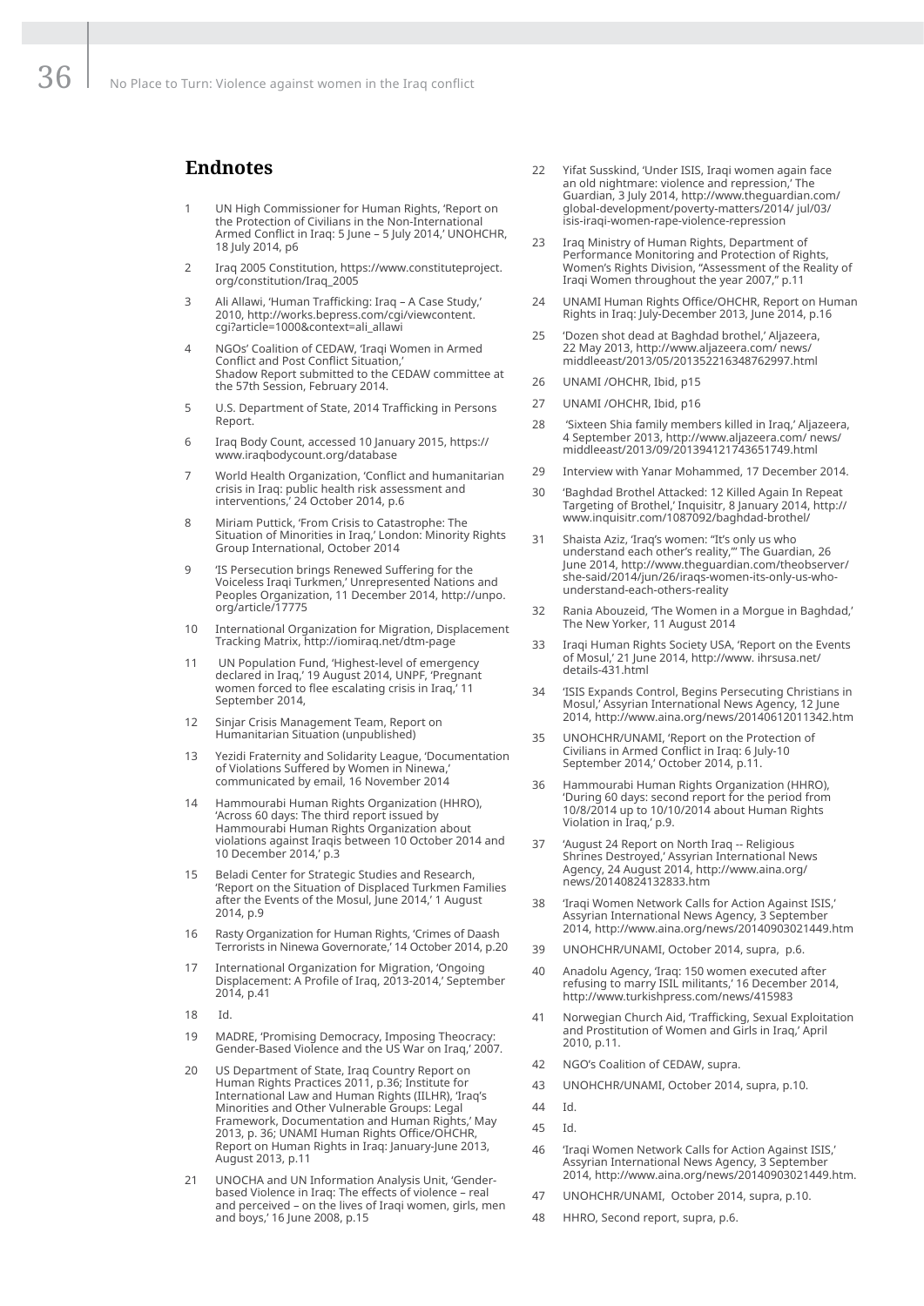## Endnotes

1. UN High Commissioner for Human Rights, 'Report on the Protection of Civilians in the Non-International Armed Conflict in Iraq: 5 June – 5 July 2014,' UNOHCHR, 18 July 2014, p6
2. Iraq 2005 Constitution, https://www.constituteproject.org/constitution/Iraq_2005
3. Ali Allawi, 'Human Trafficking: Iraq – A Case Study,' 2010, http://works.bepress.com/cgi/viewcontent.cgi?article=1000&context=ali_allawi
4. NGOs' Coalition of CEDAW, 'Iraqi Women in Armed Conflict and Post Conflict Situation,' Shadow Report submitted to the CEDAW committee at the 57th Session, February 2014.
5. U.S. Department of State, 2014 Trafficking in Persons Report.
6. Iraq Body Count, accessed 10 January 2015, https://www.iraqbodycount.org/database
7. World Health Organization, 'Conflict and humanitarian crisis in Iraq: public health risk assessment and interventions,' 24 October 2014, p.6
8. Miriam Puttick, 'From Crisis to Catastrophe: The Situation of Minorities in Iraq,' London: Minority Rights Group International, October 2014
9. 'IS Persecution brings Renewed Suffering for the Voiceless Iraqi Turkmen,' Unrepresented Nations and Peoples Organization, 11 December 2014, http://unpo.org/article/17775
10. International Organization for Migration, Displacement Tracking Matrix, http://iomiraq.net/dtm-page
11. UN Population Fund, 'Highest-level of emergency declared in Iraq,' 19 August 2014, UNPF, 'Pregnant women forced to flee escalating crisis in Iraq,' 11 September 2014,
12. Sinjar Crisis Management Team, Report on Humanitarian Situation (unpublished)
13. Yezidi Fraternity and Solidarity League, 'Documentation of Violations Suffered by Women in Ninewa,' communicated by email, 16 November 2014
14. Hammourabi Human Rights Organization (HHRO), 'Across 60 days: The third report issued by Hammourabi Human Rights Organization about violations against Iraqis between 10 October 2014 and 10 December 2014,' p.3
15. Beladi Center for Strategic Studies and Research, 'Report on the Situation of Displaced Turkmen Families after the Events of the Mosul, June 2014,' 1 August 2014, p.9
16. Rasty Organization for Human Rights, 'Crimes of Daash Terrorists in Ninewa Governorate,' 14 October 2014, p.20
17. International Organization for Migration, 'Ongoing Displacement: A Profile of Iraq, 2013-2014,' September 2014, p.41
18. Id.
19. MADRE, 'Promising Democracy, Imposing Theocracy: Gender-Based Violence and the US War on Iraq,' 2007.
20. US Department of State, Iraq Country Report on Human Rights Practices 2011, p.36; Institute for International Law and Human Rights (IILHR), 'Iraq's Minorities and Other Vulnerable Groups: Legal Framework, Documentation and Human Rights,' May 2013, p. 36; UNAMI Human Rights Office/OHCHR, Report on Human Rights in Iraq: January-June 2013, August 2013, p.11
21. UNOCHA and UN Information Analysis Unit, 'Gender-based Violence in Iraq: The effects of violence – real and perceived – on the lives of Iraqi women, girls, men and boys,' 16 June 2008, p.15
22. Yifat Susskind, 'Under ISIS, Iraqi women again face an old nightmare: violence and repression,' The Guardian, 3 July 2014, http://www.theguardian.com/global-development/poverty-matters/2014/ jul/03/isis-iraqi-women-rape-violence-repression
23. Iraq Ministry of Human Rights, Department of Performance Monitoring and Protection of Rights, Women's Rights Division, "Assessment of the Reality of Iraqi Women throughout the year 2007," p.11
24. UNAMI Human Rights Office/OHCHR, Report on Human Rights in Iraq: July-December 2013, June 2014, p.16
25. 'Dozen shot dead at Baghdad brothel,' Aljazeera, 22 May 2013, http://www.aljazeera.com/ news/middleeast/2013/05/201352216348762997.html
26. UNAMI /OHCHR, Ibid, p15
27. UNAMI /OHCHR, Ibid, p16
28. 'Sixteen Shia family members killed in Iraq,' Aljazeera, 4 September 2013, http://www.aljazeera.com/ news/middleeast/2013/09/201394121743651749.html
29. Interview with Yanar Mohammed, 17 December 2014.
30. 'Baghdad Brothel Attacked: 12 Killed Again In Repeat Targeting of Brothel,' Inquisitr, 8 January 2014, http://www.inquisitr.com/1087092/baghdad-brothel/
31. Shaista Aziz, 'Iraq's women: "It's only us who understand each other's reality,"' The Guardian, 26 June 2014, http://www.theguardian.com/theobserver/she-said/2014/jun/26/iraqs-women-its-only-us-who-understand-each-others-reality
32. Rania Abouzeid, 'The Women in a Morgue in Baghdad,' The New Yorker, 11 August 2014
33. Iraqi Human Rights Society USA, 'Report on the Events of Mosul,' 21 June 2014, http://www. ihrsusa.net/details-431.html
34. 'ISIS Expands Control, Begins Persecuting Christians in Mosul,' Assyrian International News Agency, 12 June 2014, http://www.aina.org/news/20140612011342.htm
35. UNOHCHR/UNAMI, 'Report on the Protection of Civilians in Armed Conflict in Iraq: 6 July-10 September 2014,' October 2014, p.11.
36. Hammourabi Human Rights Organization (HHRO), 'During 60 days: second report for the period from 10/8/2014 up to 10/10/2014 about Human Rights Violation in Iraq,' p.9.
37. 'August 24 Report on North Iraq -- Religious Shrines Destroyed,' Assyrian International News Agency, 24 August 2014, http://www.aina.org/news/20140824132833.htm
38. 'Iraqi Women Network Calls for Action Against ISIS,' Assyrian International News Agency, 3 September 2014, http://www.aina.org/news/20140903021449.htm
39. UNOHCHR/UNAMI, October 2014, supra, p.6.
40. Anadolu Agency, 'Iraq: 150 women executed after refusing to marry ISIL militants,' 16 December 2014, http://www.turkishpress.com/news/415983
41. Norwegian Church Aid, 'Trafficking, Sexual Exploitation and Prostitution of Women and Girls in Iraq,' April 2010, p.11.
42. NGO's Coalition of CEDAW, supra.
43. UNOHCHR/UNAMI, October 2014, supra, p.10.
44. Id.
45. Id.
46. 'Iraqi Women Network Calls for Action Against ISIS,' Assyrian International News Agency, 3 September 2014, http://www.aina.org/news/20140903021449.htm.
47. UNOHCHR/UNAMI, October 2014, supra, p.10.
48. HHRO, Second report, supra, p.6.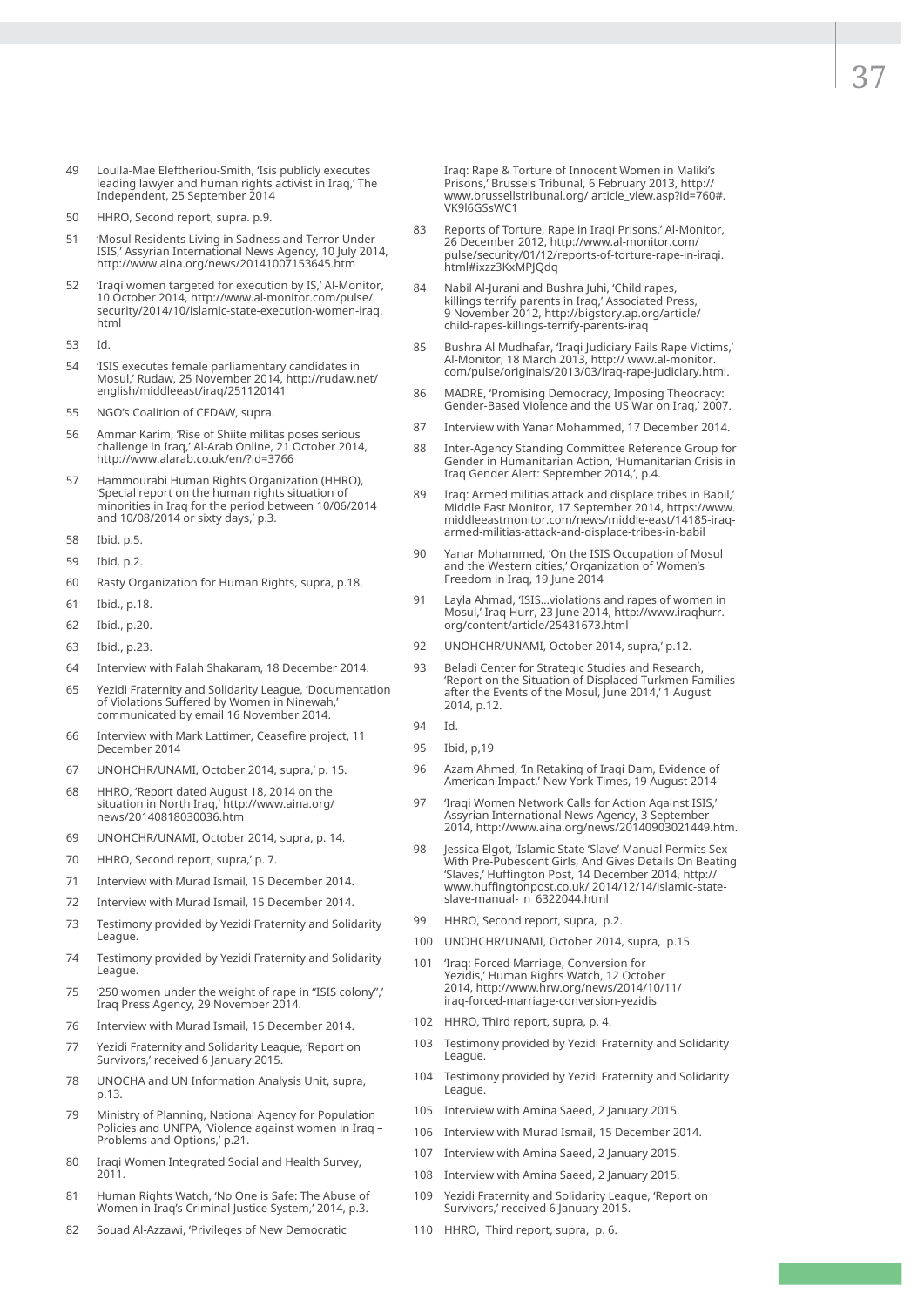49 Loulla-Mae Eleftheriou-Smith, 'Isis publicly executes leading lawyer and human rights activist in Iraq,' The Independent, 25 September 2014

50 HHRO, Second report, supra. p.9.

51 'Mosul Residents Living in Sadness and Terror Under ISIS,' Assyrian International News Agency, 10 July 2014, http://www.aina.org/news/20141007153645.htm

52 'Iraqi women targeted for execution by IS,' Al-Monitor, 10 October 2014, http://www.al-monitor.com/pulse/security/2014/10/islamic-state-execution-women-iraq.html

53 Id.

54 'ISIS executes female parliamentary candidates in Mosul,' Rudaw, 25 November 2014, http://rudaw.net/english/middleeast/iraq/251120141

55 NGO's Coalition of CEDAW, supra.

56 Ammar Karim, 'Rise of Shiite militas poses serious challenge in Iraq,' Al-Arab Online, 21 October 2014, http://www.alarab.co.uk/en/?id=3766

57 Hammourabi Human Rights Organization (HHRO), 'Special report on the human rights situation of minorities in Iraq for the period between 10/06/2014 and 10/08/2014 or sixty days,' p.3.

58 Ibid. p.5.

59 Ibid. p.2.

60 Rasty Organization for Human Rights, supra, p.18.

61 Ibid., p.18.

62 Ibid., p.20.

63 Ibid., p.23.

64 Interview with Falah Shakaram, 18 December 2014.

65 Yezidi Fraternity and Solidarity League, 'Documentation of Violations Suffered by Women in Ninewah,' communicated by email 16 November 2014.

66 Interview with Mark Lattimer, Ceasefire project, 11 December 2014

67 UNOHCHR/UNAMI, October 2014, supra,' p. 15.

68 HHRO, 'Report dated August 18, 2014 on the situation in North Iraq,' http://www.aina.org/news/20140818030036.htm

69 UNOHCHR/UNAMI, October 2014, supra, p. 14.

70 HHRO, Second report, supra,' p. 7.

71 Interview with Murad Ismail, 15 December 2014.

72 Interview with Murad Ismail, 15 December 2014.

73 Testimony provided by Yezidi Fraternity and Solidarity League.

74 Testimony provided by Yezidi Fraternity and Solidarity League.

75 '250 women under the weight of rape in "ISIS colony",' Iraq Press Agency, 29 November 2014.

76 Interview with Murad Ismail, 15 December 2014.

77 Yezidi Fraternity and Solidarity League, 'Report on Survivors,' received 6 January 2015.

78 UNOCHA and UN Information Analysis Unit, supra, p.13.

79 Ministry of Planning, National Agency for Population Policies and UNFPA, 'Violence against women in Iraq – Problems and Options,' p.21.

80 Iraqi Women Integrated Social and Health Survey, 2011.

81 Human Rights Watch, 'No One is Safe: The Abuse of Women in Iraq's Criminal Justice System,' 2014, p.3.

82 Souad Al-Azzawi, 'Privileges of New Democratic Iraq: Rape & Torture of Innocent Women in Maliki's Prisons,' Brussels Tribunal, 6 February 2013, http://www.brusselstribunal.org/ article_view.asp?id=760#.VK9l6GSsWC1

83 Reports of Torture, Rape in Iraqi Prisons,' Al-Monitor, 26 December 2012, http://www.al-monitor.com/pulse/security/01/12/reports-of-torture-rape-in-iraqi.html#ixzz3KxMPJQdq

84 Nabil Al-Jurani and Bushra Juhi, 'Child rapes, killings terrify parents in Iraq,' Associated Press, 9 November 2012, http://bigstory.ap.org/article/child-rapes-killings-terrify-parents-iraq

85 Bushra Al Mudhafar, 'Iraqi Judiciary Fails Rape Victims,' Al-Monitor, 18 March 2013, http:// www.al-monitor.com/pulse/originals/2013/03/iraq-rape-judiciary.html.

86 MADRE, 'Promising Democracy, Imposing Theocracy: Gender-Based Violence and the US War on Iraq,' 2007.

87 Interview with Yanar Mohammed, 17 December 2014.

88 Inter-Agency Standing Committee Reference Group for Gender in Humanitarian Action, 'Humanitarian Crisis in Iraq Gender Alert: September 2014,', p.4.

89 Iraq: Armed militias attack and displace tribes in Babil,' Middle East Monitor, 17 September 2014, https://www.middleeastmonitor.com/news/middle-east/14185-iraq-armed-militias-attack-and-displace-tribes-in-babil

90 Yanar Mohammed, 'On the ISIS Occupation of Mosul and the Western cities,' Organization of Women's Freedom in Iraq, 19 June 2014

91 Layla Ahmad, 'ISIS...violations and rapes of women in Mosul,' Iraq Hurr, 23 June 2014, http://www.iraqhurr.org/content/article/25431673.html

92 UNOHCHR/UNAMI, October 2014, supra,' p.12.

93 Beladi Center for Strategic Studies and Research, 'Report on the Situation of Displaced Turkmen Families after the Events of the Mosul, June 2014,' 1 August 2014, p.12.

94 Id.

95 Ibid, p,19

96 Azam Ahmed, 'In Retaking of Iraqi Dam, Evidence of American Impact,' New York Times, 19 August 2014

97 'Iraqi Women Network Calls for Action Against ISIS,' Assyrian International News Agency, 3 September 2014, http://www.aina.org/news/20140903021449.htm.

98 Jessica Elgot, 'Islamic State 'Slave' Manual Permits Sex With Pre-Pubescent Girls, And Gives Details On Beating 'Slaves,' Huffington Post, 14 December 2014, http://www.huffingtonpost.co.uk/ 2014/12/14/islamic-state-slave-manual-_n_6322044.html

99 HHRO, Second report, supra, p.2.

100 UNOHCHR/UNAMI, October 2014, supra, p.15.

101 'Iraq: Forced Marriage, Conversion for Yezidis,' Human Rights Watch, 12 October 2014, http://www.hrw.org/news/2014/10/11/iraq-forced-marriage-conversion-yezidis

102 HHRO, Third report, supra, p. 4.

103 Testimony provided by Yezidi Fraternity and Solidarity League.

104 Testimony provided by Yezidi Fraternity and Solidarity League.

105 Interview with Amina Saeed, 2 January 2015.

106 Interview with Murad Ismail, 15 December 2014.

107 Interview with Amina Saeed, 2 January 2015.

108 Interview with Amina Saeed, 2 January 2015.

109 Yezidi Fraternity and Solidarity League, 'Report on Survivors,' received 6 January 2015.

110 HHRO, Third report, supra, p. 6.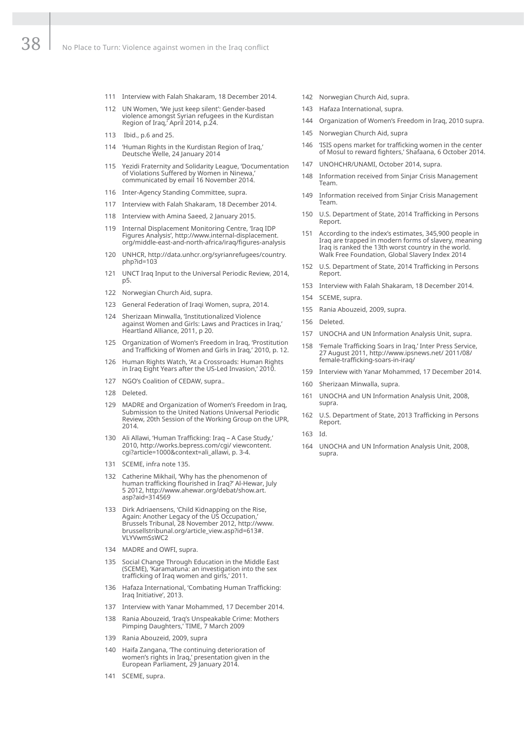111 Interview with Falah Shakaram, 18 December 2014.

112 UN Women, 'We just keep silent': Gender-based violence amongst Syrian refugees in the Kurdistan Region of Iraq,' April 2014, p.24.

113 Ibid., p.6 and 25.

114 'Human Rights in the Kurdistan Region of Iraq,' Deutsche Welle, 24 January 2014

115 Yezidi Fraternity and Solidarity League, 'Documentation of Violations Suffered by Women in Ninewa,' communicated by email 16 November 2014.

116 Inter-Agency Standing Committee, supra.

117 Interview with Falah Shakaram, 18 December 2014.

118 Interview with Amina Saeed, 2 January 2015.

119 Internal Displacement Monitoring Centre, 'Iraq IDP Figures Analysis', http://www.internal-displacement.org/middle-east-and-north-africa/iraq/figures-analysis

120 UNHCR, http://data.unhcr.org/syrianrefugees/country.php?id=103

121 UNCT Iraq Input to the Universal Periodic Review, 2014, p5.

122 Norwegian Church Aid, supra.

123 General Federation of Iraqi Women, supra, 2014.

124 Sherizaan Minwalla, 'Institutionalized Violence against Women and Girls: Laws and Practices in Iraq,' Heartland Alliance, 2011, p 20.

125 Organization of Women's Freedom in Iraq, 'Prostitution and Trafficking of Women and Girls in Iraq,' 2010, p. 12.

126 Human Rights Watch, 'At a Crossroads: Human Rights in Iraq Eight Years after the US-Led Invasion,' 2010.

127 NGO's Coalition of CEDAW, supra..

128 Deleted.

129 MADRE and Organization of Women's Freedom in Iraq, Submission to the United Nations Universal Periodic Review, 20th Session of the Working Group on the UPR, 2014.

130 Ali Allawi, 'Human Trafficking: Iraq – A Case Study,' 2010, http://works.bepress.com/cgi/ viewcontent.cgi?article=1000&context=ali_allawi, p. 3-4.

131 SCEME, infra note 135.

132 Catherine Mikhail, 'Why has the phenomenon of human trafficking flourished in Iraq?' Al-Hewar, July 5 2012, http://www.ahewar.org/debat/show.art.asp?aid=314569

133 Dirk Adriaensens, 'Child Kidnapping on the Rise, Again: Another Legacy of the US Occupation,' Brussels Tribunal, 28 November 2012, http://www.brussellstribunal.org/article_view.asp?id=613#.VLYVwmSsWC2

134 MADRE and OWFI, supra.

135 Social Change Through Education in the Middle East (SCEME), 'Karamatuna: an investigation into the sex trafficking of Iraq women and girls,' 2011.

136 Hafaza International, 'Combating Human Trafficking: Iraq Initiative', 2013.

137 Interview with Yanar Mohammed, 17 December 2014.

138 Rania Abouzeid, 'Iraq's Unspeakable Crime: Mothers Pimping Daughters,' TIME, 7 March 2009

139 Rania Abouzeid, 2009, supra

140 Haifa Zangana, 'The continuing deterioration of women's rights in Iraq,' presentation given in the European Parliament, 29 January 2014.

141 SCEME, supra.

142 Norwegian Church Aid, supra.

143 Hafaza International, supra.

144 Organization of Women's Freedom in Iraq, 2010 supra.

145 Norwegian Church Aid, supra

146 'ISIS opens market for trafficking women in the center of Mosul to reward fighters,' Shafaana, 6 October 2014.

147 UNOHCHR/UNAMI, October 2014, supra.

148 Information received from Sinjar Crisis Management Team.

149 Information received from Sinjar Crisis Management Team.

150 U.S. Department of State, 2014 Trafficking in Persons Report.

151 According to the index's estimates, 345,900 people in Iraq are trapped in modern forms of slavery, meaning Iraq is ranked the 13th worst country in the world. Walk Free Foundation, Global Slavery Index 2014

152 U.S. Department of State, 2014 Trafficking in Persons Report.

153 Interview with Falah Shakaram, 18 December 2014.

154 SCEME, supra.

155 Rania Abouzeid, 2009, supra.

156 Deleted.

157 UNOCHA and UN Information Analysis Unit, supra.

158 'Female Trafficking Soars in Iraq,' Inter Press Service, 27 August 2011, http://www.ipsnews.net/ 2011/08/female-trafficking-soars-in-iraq/

159 Interview with Yanar Mohammed, 17 December 2014.

160 Sherizaan Minwalla, supra.

161 UNOCHA and UN Information Analysis Unit, 2008, supra.

162 U.S. Department of State, 2013 Trafficking in Persons Report.

163 Id.

164 UNOCHA and UN Information Analysis Unit, 2008, supra.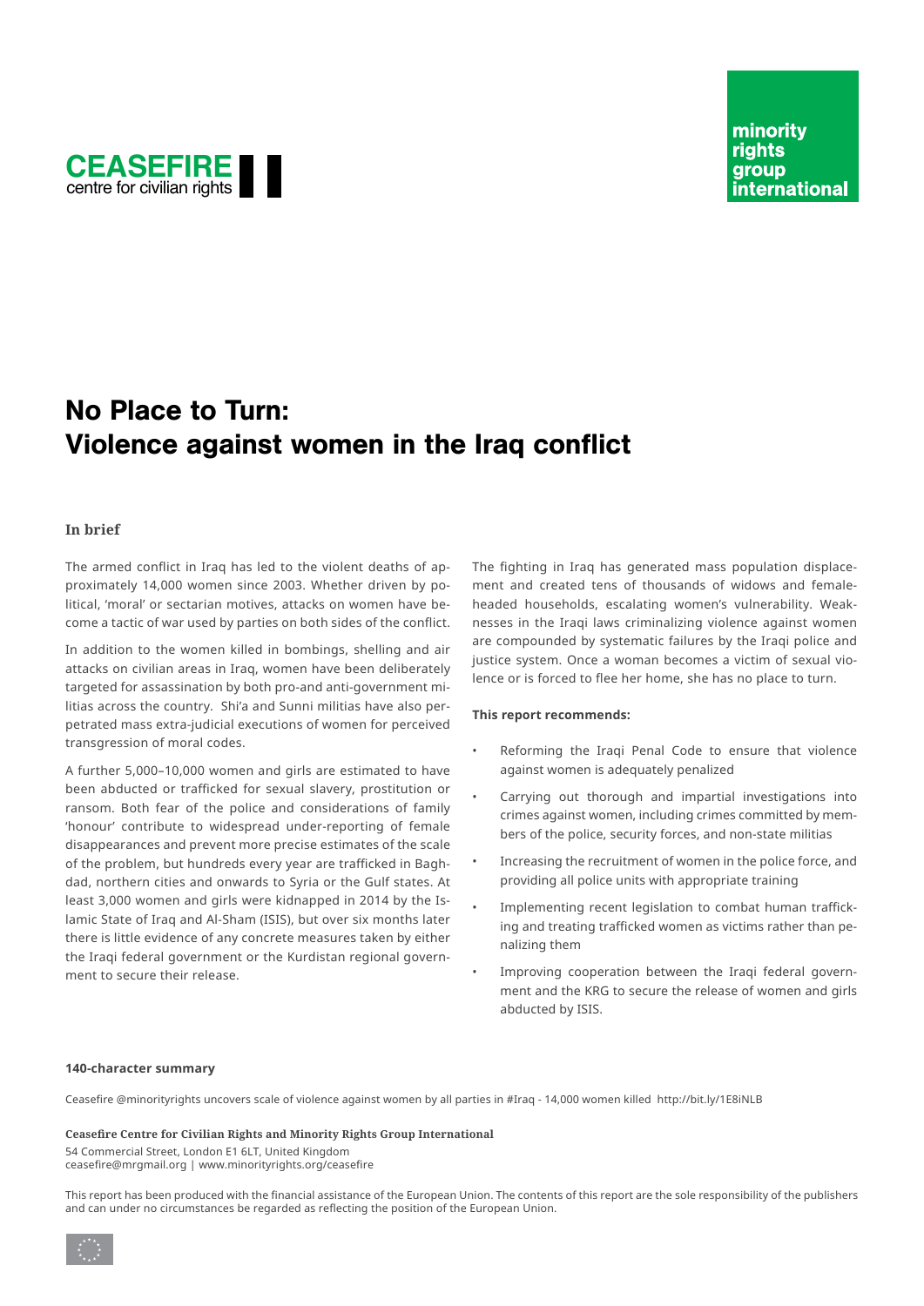CEASEFIRE
centre for civilian rights

minority rights group international

# No Place to Turn: Violence against women in the Iraq conflict

### In brief

The armed conflict in Iraq has led to the violent deaths of approximately 14,000 women since 2003. Whether driven by political, 'moral' or sectarian motives, attacks on women have become a tactic of war used by parties on both sides of the conflict.

In addition to the women killed in bombings, shelling and air attacks on civilian areas in Iraq, women have been deliberately targeted for assassination by both pro-and anti-government militias across the country. Shi'a and Sunni militias have also perpetrated mass extra-judicial executions of women for perceived transgression of moral codes.

A further 5,000–10,000 women and girls are estimated to have been abducted or trafficked for sexual slavery, prostitution or ransom. Both fear of the police and considerations of family 'honour' contribute to widespread under-reporting of female disappearances and prevent more precise estimates of the scale of the problem, but hundreds every year are trafficked in Baghdad, northern cities and onwards to Syria or the Gulf states. At least 3,000 women and girls were kidnapped in 2014 by the Islamic State of Iraq and Al-Sham (ISIS), but over six months later there is little evidence of any concrete measures taken by either the Iraqi federal government or the Kurdistan regional government to secure their release.

The fighting in Iraq has generated mass population displacement and created tens of thousands of widows and female-headed households, escalating women's vulnerability. Weaknesses in the Iraqi laws criminalizing violence against women are compounded by systematic failures by the Iraqi police and justice system. Once a woman becomes a victim of sexual violence or is forced to flee her home, she has no place to turn.

**This report recommends:**

- Reforming the Iraqi Penal Code to ensure that violence against women is adequately penalized
- Carrying out thorough and impartial investigations into crimes against women, including crimes committed by members of the police, security forces, and non-state militias
- Increasing the recruitment of women in the police force, and providing all police units with appropriate training
- Implementing recent legislation to combat human trafficking and treating trafficked women as victims rather than penalizing them
- Improving cooperation between the Iraqi federal government and the KRG to secure the release of women and girls abducted by ISIS.

**140-character summary**

Ceasefire @minorityrights uncovers scale of violence against women by all parties in #Iraq - 14,000 women killed http://bit.ly/1E8iNLB

**Ceasefire Centre for Civilian Rights and Minority Rights Group International**
54 Commercial Street, London E1 6LT, United Kingdom
ceasefire@mrgmail.org | www.minorityrights.org/ceasefire

This report has been produced with the financial assistance of the European Union. The contents of this report are the sole responsibility of the publishers and can under no circumstances be regarded as reflecting the position of the European Union.